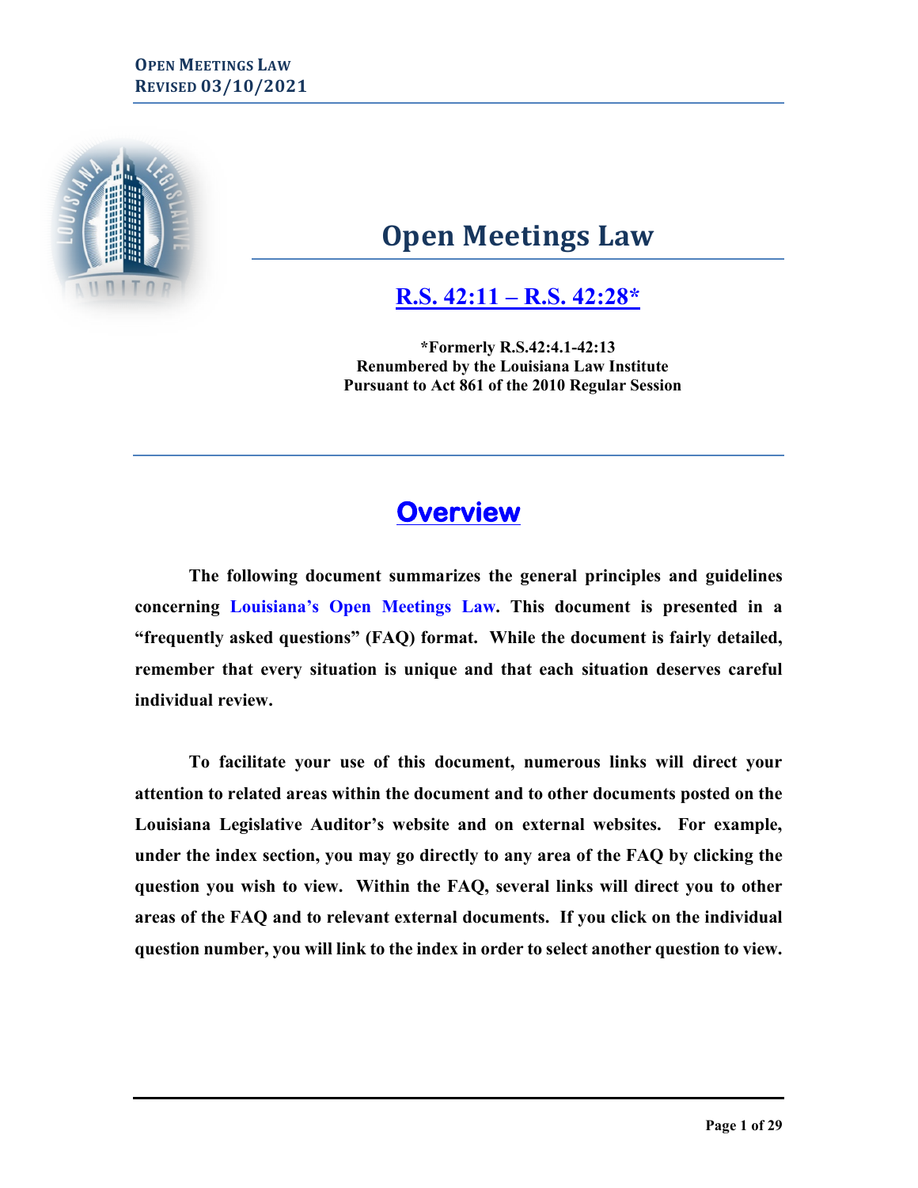# Open Meetings Law

## R.S. 42:11 – R.S. 42:28*

**\*Formerly R.S.42:4.1-42:13**
**Renumbered by the Louisiana Law Institute**
**Pursuant to Act 861 of the 2010 Regular Session**

## Overview

**The following document summarizes the general principles and guidelines concerning Louisiana's Open Meetings Law. This document is presented in a "frequently asked questions" (FAQ) format. While the document is fairly detailed, remember that every situation is unique and that each situation deserves careful individual review.**

**To facilitate your use of this document, numerous links will direct your attention to related areas within the document and to other documents posted on the Louisiana Legislative Auditor's website and on external websites. For example, under the index section, you may go directly to any area of the FAQ by clicking the question you wish to view. Within the FAQ, several links will direct you to other areas of the FAQ and to relevant external documents. If you click on the individual question number, you will link to the index in order to select another question to view.**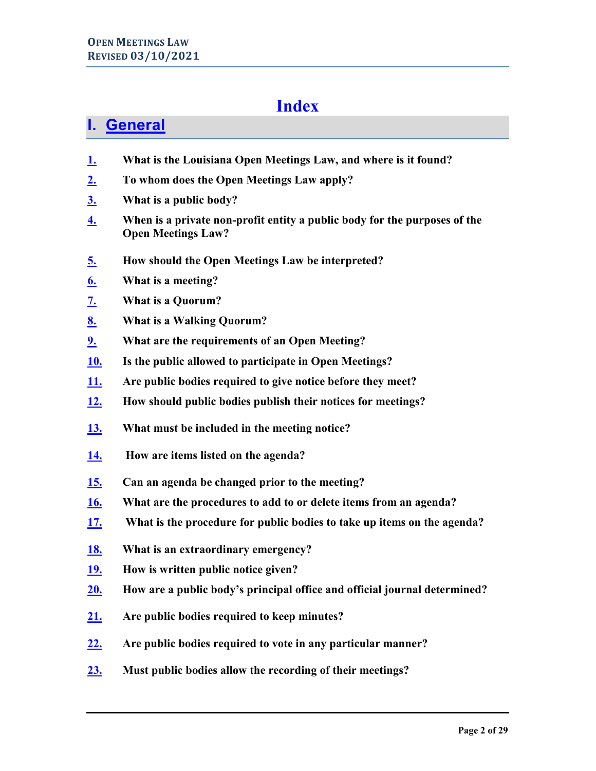# Index

## I. General

1. **What is the Louisiana Open Meetings Law, and where is it found?**
2. **To whom does the Open Meetings Law apply?**
3. **What is a public body?**
4. **When is a private non-profit entity a public body for the purposes of the Open Meetings Law?**
5. **How should the Open Meetings Law be interpreted?**
6. **What is a meeting?**
7. **What is a Quorum?**
8. **What is a Walking Quorum?**
9. **What are the requirements of an Open Meeting?**
10. **Is the public allowed to participate in Open Meetings?**
11. **Are public bodies required to give notice before they meet?**
12. **How should public bodies publish their notices for meetings?**
13. **What must be included in the meeting notice?**
14. **How are items listed on the agenda?**
15. **Can an agenda be changed prior to the meeting?**
16. **What are the procedures to add to or delete items from an agenda?**
17. **What is the procedure for public bodies to take up items on the agenda?**
18. **What is an extraordinary emergency?**
19. **How is written public notice given?**
20. **How are a public body's principal office and official journal determined?**
21. **Are public bodies required to keep minutes?**
22. **Are public bodies required to vote in any particular manner?**
23. **Must public bodies allow the recording of their meetings?**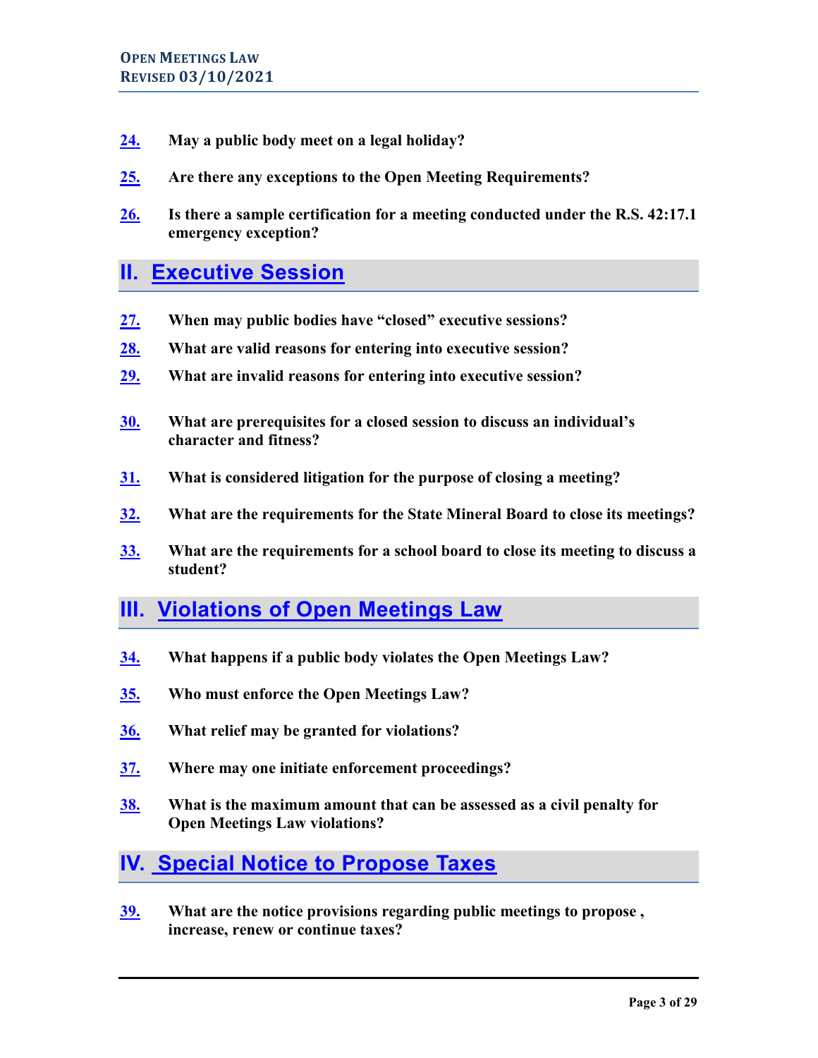**24.** **May a public body meet on a legal holiday?**

**25.** **Are there any exceptions to the Open Meeting Requirements?**

**26.** **Is there a sample certification for a meeting conducted under the R.S. 42:17.1 emergency exception?**

## II. Executive Session

**27.** **When may public bodies have "closed" executive sessions?**

**28.** **What are valid reasons for entering into executive session?**

**29.** **What are invalid reasons for entering into executive session?**

**30.** **What are prerequisites for a closed session to discuss an individual's character and fitness?**

**31.** **What is considered litigation for the purpose of closing a meeting?**

**32.** **What are the requirements for the State Mineral Board to close its meetings?**

**33.** **What are the requirements for a school board to close its meeting to discuss a student?**

## III. Violations of Open Meetings Law

**34.** **What happens if a public body violates the Open Meetings Law?**

**35.** **Who must enforce the Open Meetings Law?**

**36.** **What relief may be granted for violations?**

**37.** **Where may one initiate enforcement proceedings?**

**38.** **What is the maximum amount that can be assessed as a civil penalty for Open Meetings Law violations?**

## IV. Special Notice to Propose Taxes

**39.** **What are the notice provisions regarding public meetings to propose , increase, renew or continue taxes?**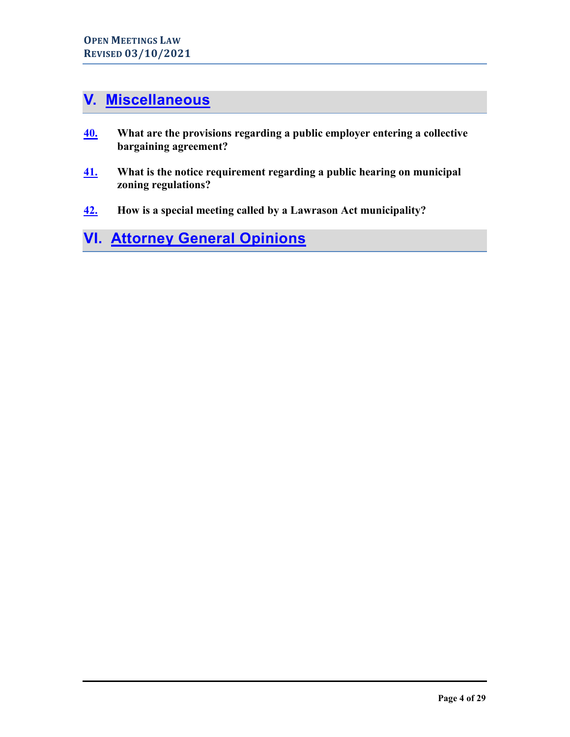## V. Miscellaneous

**40.** **What are the provisions regarding a public employer entering a collective bargaining agreement?**

**41.** **What is the notice requirement regarding a public hearing on municipal zoning regulations?**

**42.** **How is a special meeting called by a Lawrason Act municipality?**

## VI. Attorney General Opinions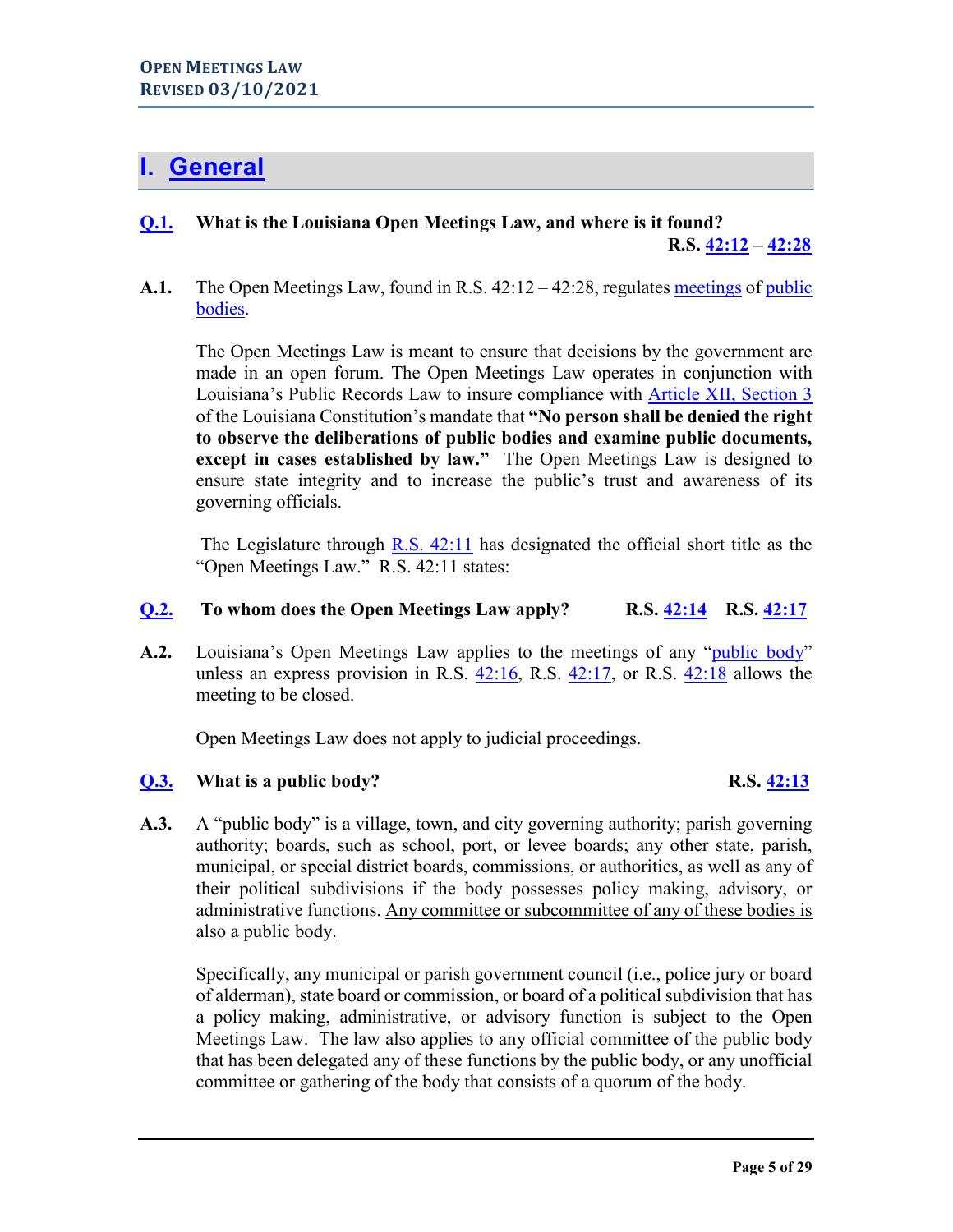# I. General

**Q.1. What is the Louisiana Open Meetings Law, and where is it found?**
**R.S. 42:12 – 42:28**

**A.1.** The Open Meetings Law, found in R.S. 42:12 – 42:28, regulates meetings of public bodies.

The Open Meetings Law is meant to ensure that decisions by the government are made in an open forum. The Open Meetings Law operates in conjunction with Louisiana's Public Records Law to insure compliance with Article XII, Section 3 of the Louisiana Constitution's mandate that **"No person shall be denied the right to observe the deliberations of public bodies and examine public documents, except in cases established by law."** The Open Meetings Law is designed to ensure state integrity and to increase the public's trust and awareness of its governing officials.

The Legislature through R.S. 42:11 has designated the official short title as the "Open Meetings Law." R.S. 42:11 states:

**Q.2. To whom does the Open Meetings Law apply? R.S. 42:14 R.S. 42:17**

**A.2.** Louisiana's Open Meetings Law applies to the meetings of any "public body" unless an express provision in R.S. 42:16, R.S. 42:17, or R.S. 42:18 allows the meeting to be closed.

Open Meetings Law does not apply to judicial proceedings.

**Q.3. What is a public body? R.S. 42:13**

**A.3.** A "public body" is a village, town, and city governing authority; parish governing authority; boards, such as school, port, or levee boards; any other state, parish, municipal, or special district boards, commissions, or authorities, as well as any of their political subdivisions if the body possesses policy making, advisory, or administrative functions. <u>Any committee or subcommittee of any of these bodies is also a public body.</u>

Specifically, any municipal or parish government council (i.e., police jury or board of alderman), state board or commission, or board of a political subdivision that has a policy making, administrative, or advisory function is subject to the Open Meetings Law. The law also applies to any official committee of the public body that has been delegated any of these functions by the public body, or any unofficial committee or gathering of the body that consists of a quorum of the body.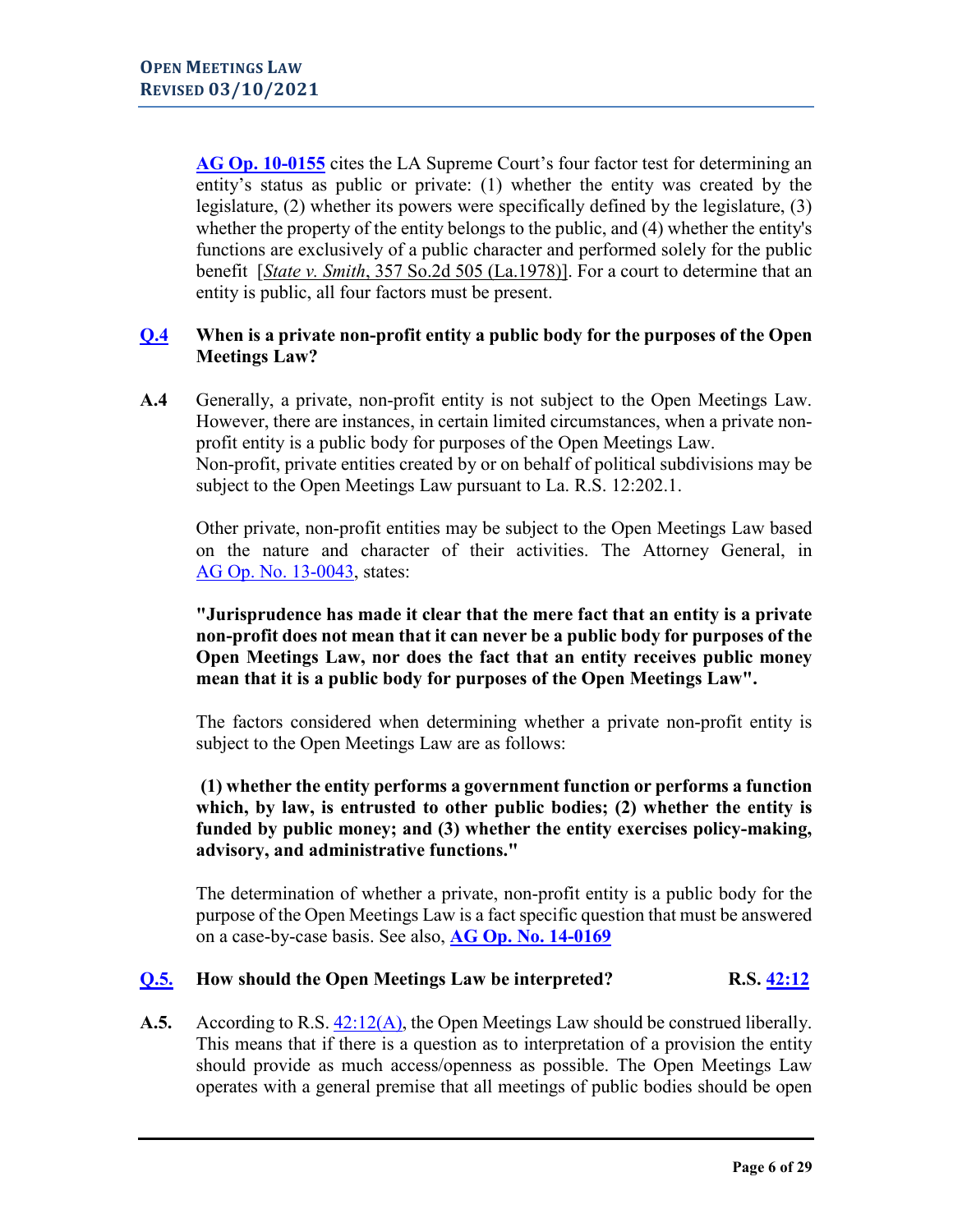**AG Op. 10-0155** cites the LA Supreme Court's four factor test for determining an entity's status as public or private: (1) whether the entity was created by the legislature, (2) whether its powers were specifically defined by the legislature, (3) whether the property of the entity belongs to the public, and (4) whether the entity's functions are exclusively of a public character and performed solely for the public benefit [*State v. Smith*, 357 So.2d 505 (La.1978)]. For a court to determine that an entity is public, all four factors must be present.

**Q.4 When is a private non-profit entity a public body for the purposes of the Open Meetings Law?**

**A.4** Generally, a private, non-profit entity is not subject to the Open Meetings Law. However, there are instances, in certain limited circumstances, when a private non-profit entity is a public body for purposes of the Open Meetings Law. Non-profit, private entities created by or on behalf of political subdivisions may be subject to the Open Meetings Law pursuant to La. R.S. 12:202.1.

Other private, non-profit entities may be subject to the Open Meetings Law based on the nature and character of their activities. The Attorney General, in AG Op. No. 13-0043, states:

**"Jurisprudence has made it clear that the mere fact that an entity is a private non-profit does not mean that it can never be a public body for purposes of the Open Meetings Law, nor does the fact that an entity receives public money mean that it is a public body for purposes of the Open Meetings Law".**

The factors considered when determining whether a private non-profit entity is subject to the Open Meetings Law are as follows:

**(1) whether the entity performs a government function or performs a function which, by law, is entrusted to other public bodies; (2) whether the entity is funded by public money; and (3) whether the entity exercises policy-making, advisory, and administrative functions."**

The determination of whether a private, non-profit entity is a public body for the purpose of the Open Meetings Law is a fact specific question that must be answered on a case-by-case basis. See also, **AG Op. No. 14-0169**

**Q.5. How should the Open Meetings Law be interpreted? R.S. 42:12**

**A.5.** According to R.S. 42:12(A), the Open Meetings Law should be construed liberally. This means that if there is a question as to interpretation of a provision the entity should provide as much access/openness as possible. The Open Meetings Law operates with a general premise that all meetings of public bodies should be open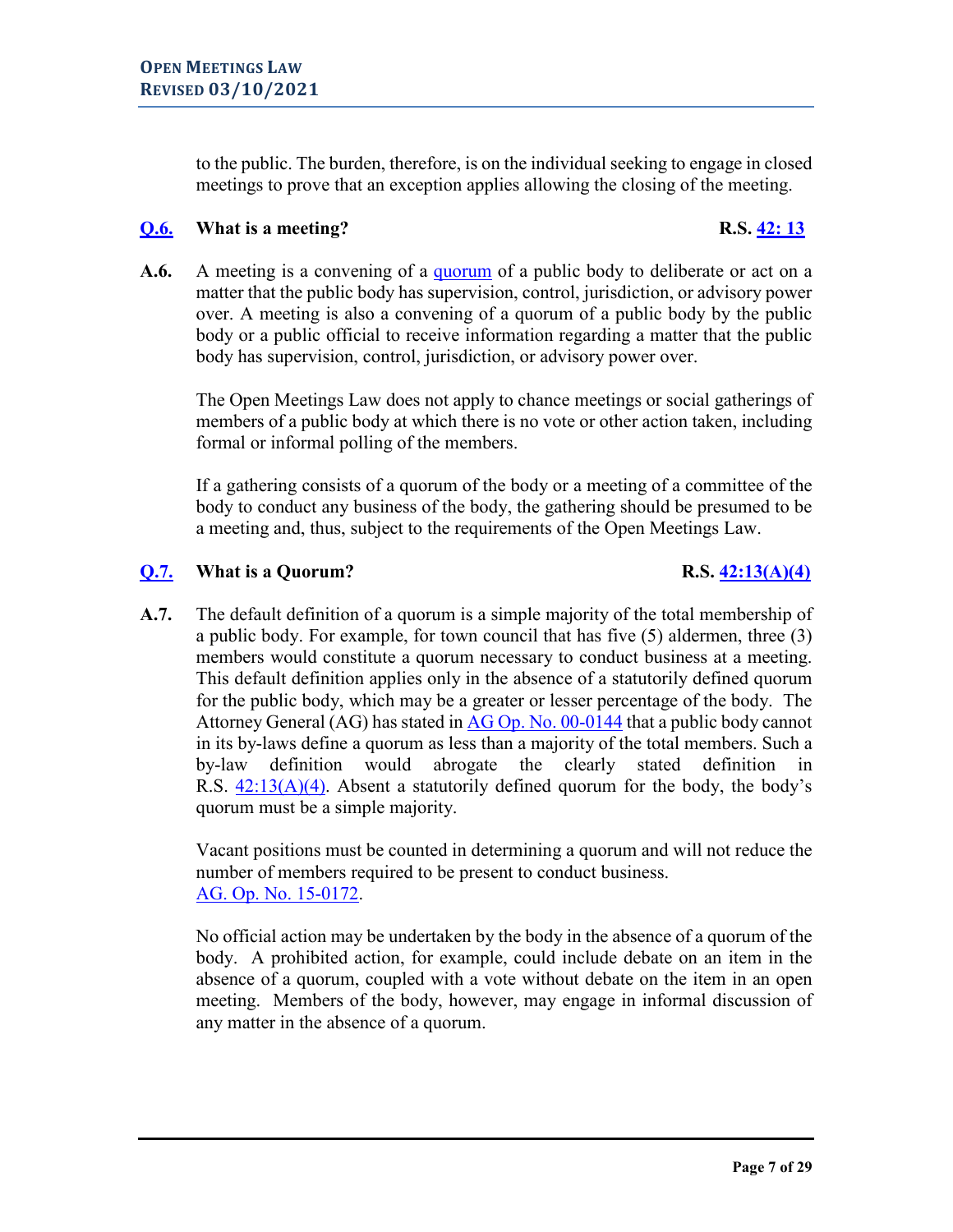to the public. The burden, therefore, is on the individual seeking to engage in closed meetings to prove that an exception applies allowing the closing of the meeting.

### Q.6. What is a meeting? R.S. 42: 13

**A.6.** A meeting is a convening of a quorum of a public body to deliberate or act on a matter that the public body has supervision, control, jurisdiction, or advisory power over. A meeting is also a convening of a quorum of a public body by the public body or a public official to receive information regarding a matter that the public body has supervision, control, jurisdiction, or advisory power over.

The Open Meetings Law does not apply to chance meetings or social gatherings of members of a public body at which there is no vote or other action taken, including formal or informal polling of the members.

If a gathering consists of a quorum of the body or a meeting of a committee of the body to conduct any business of the body, the gathering should be presumed to be a meeting and, thus, subject to the requirements of the Open Meetings Law.

### Q.7. What is a Quorum? R.S. 42:13(A)(4)

**A.7.** The default definition of a quorum is a simple majority of the total membership of a public body. For example, for town council that has five (5) aldermen, three (3) members would constitute a quorum necessary to conduct business at a meeting. This default definition applies only in the absence of a statutorily defined quorum for the public body, which may be a greater or lesser percentage of the body. The Attorney General (AG) has stated in AG Op. No. 00-0144 that a public body cannot in its by-laws define a quorum as less than a majority of the total members. Such a by-law definition would abrogate the clearly stated definition in R.S. 42:13(A)(4). Absent a statutorily defined quorum for the body, the body's quorum must be a simple majority.

Vacant positions must be counted in determining a quorum and will not reduce the number of members required to be present to conduct business. AG. Op. No. 15-0172.

No official action may be undertaken by the body in the absence of a quorum of the body. A prohibited action, for example, could include debate on an item in the absence of a quorum, coupled with a vote without debate on the item in an open meeting. Members of the body, however, may engage in informal discussion of any matter in the absence of a quorum.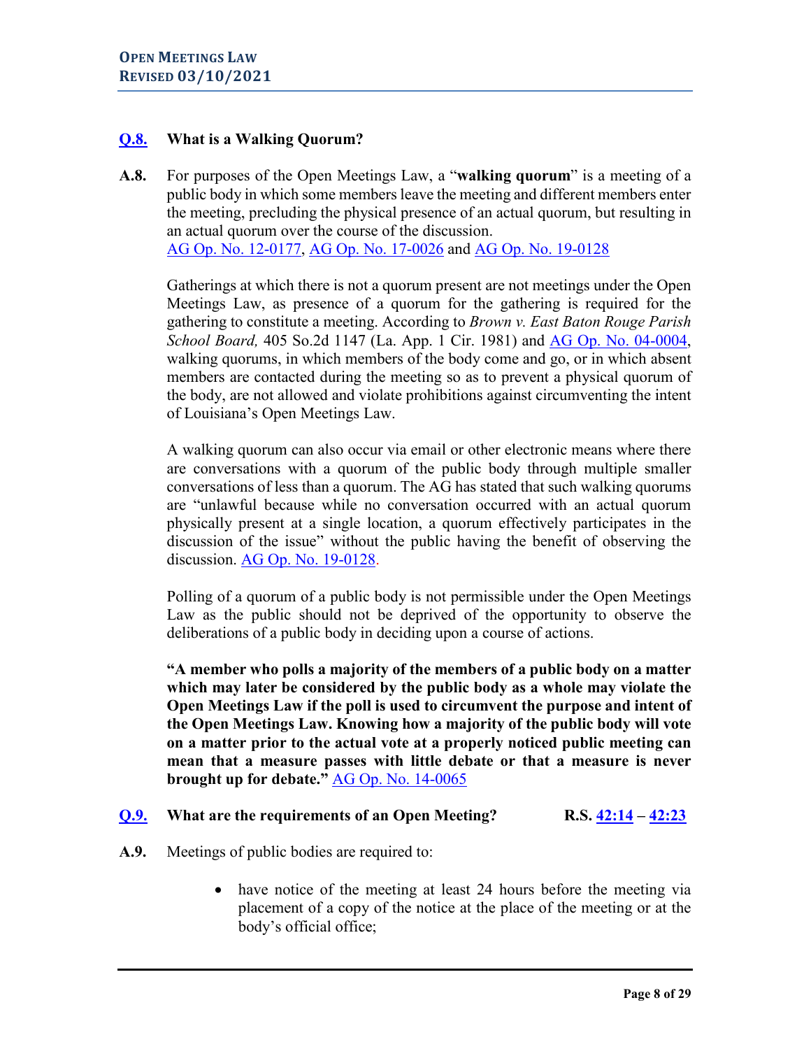**Q.8. What is a Walking Quorum?**

**A.8.** For purposes of the Open Meetings Law, a "**walking quorum**" is a meeting of a public body in which some members leave the meeting and different members enter the meeting, precluding the physical presence of an actual quorum, but resulting in an actual quorum over the course of the discussion.
AG Op. No. 12-0177, AG Op. No. 17-0026 and AG Op. No. 19-0128

Gatherings at which there is not a quorum present are not meetings under the Open Meetings Law, as presence of a quorum for the gathering is required for the gathering to constitute a meeting. According to *Brown v. East Baton Rouge Parish School Board,* 405 So.2d 1147 (La. App. 1 Cir. 1981) and AG Op. No. 04-0004, walking quorums, in which members of the body come and go, or in which absent members are contacted during the meeting so as to prevent a physical quorum of the body, are not allowed and violate prohibitions against circumventing the intent of Louisiana's Open Meetings Law.

A walking quorum can also occur via email or other electronic means where there are conversations with a quorum of the public body through multiple smaller conversations of less than a quorum. The AG has stated that such walking quorums are "unlawful because while no conversation occurred with an actual quorum physically present at a single location, a quorum effectively participates in the discussion of the issue" without the public having the benefit of observing the discussion. AG Op. No. 19-0128.

Polling of a quorum of a public body is not permissible under the Open Meetings Law as the public should not be deprived of the opportunity to observe the deliberations of a public body in deciding upon a course of actions.

**"A member who polls a majority of the members of a public body on a matter which may later be considered by the public body as a whole may violate the Open Meetings Law if the poll is used to circumvent the purpose and intent of the Open Meetings Law. Knowing how a majority of the public body will vote on a matter prior to the actual vote at a properly noticed public meeting can mean that a measure passes with little debate or that a measure is never brought up for debate."** AG Op. No. 14-0065

**Q.9. What are the requirements of an Open Meeting? R.S. 42:14 – 42:23**

**A.9.** Meetings of public bodies are required to:

- have notice of the meeting at least 24 hours before the meeting via placement of a copy of the notice at the place of the meeting or at the body's official office;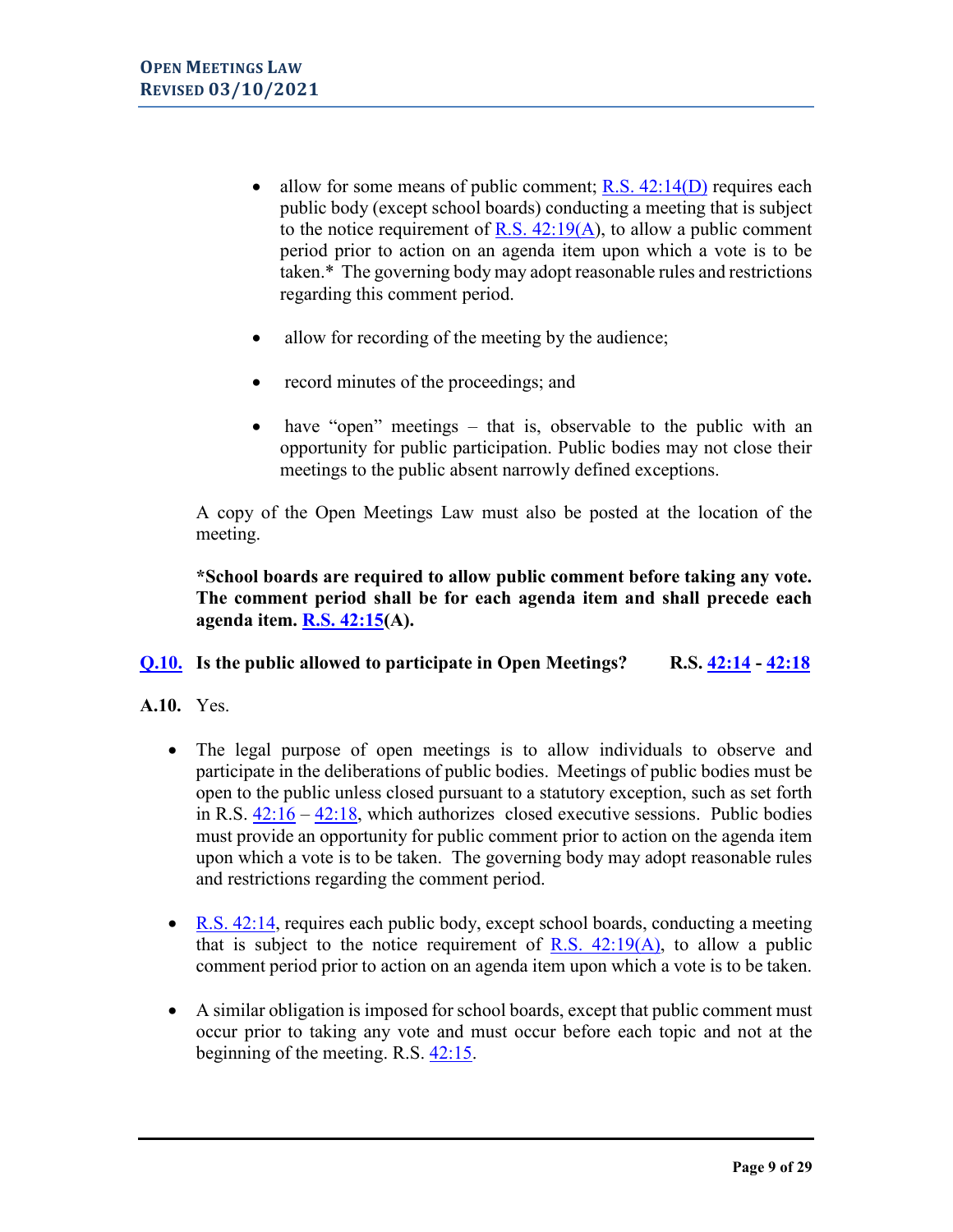- allow for some means of public comment; R.S. 42:14(D) requires each public body (except school boards) conducting a meeting that is subject to the notice requirement of R.S. 42:19(A), to allow a public comment period prior to action on an agenda item upon which a vote is to be taken.* The governing body may adopt reasonable rules and restrictions regarding this comment period.
- allow for recording of the meeting by the audience;
- record minutes of the proceedings; and
- have "open" meetings – that is, observable to the public with an opportunity for public participation. Public bodies may not close their meetings to the public absent narrowly defined exceptions.

A copy of the Open Meetings Law must also be posted at the location of the meeting.

**\*School boards are required to allow public comment before taking any vote. The comment period shall be for each agenda item and shall precede each agenda item. R.S. 42:15(A).**

**Q.10. Is the public allowed to participate in Open Meetings? R.S. 42:14 - 42:18**

**A.10.** Yes.

- The legal purpose of open meetings is to allow individuals to observe and participate in the deliberations of public bodies. Meetings of public bodies must be open to the public unless closed pursuant to a statutory exception, such as set forth in R.S. 42:16 – 42:18, which authorizes closed executive sessions. Public bodies must provide an opportunity for public comment prior to action on the agenda item upon which a vote is to be taken. The governing body may adopt reasonable rules and restrictions regarding the comment period.
- R.S. 42:14, requires each public body, except school boards, conducting a meeting that is subject to the notice requirement of R.S. 42:19(A), to allow a public comment period prior to action on an agenda item upon which a vote is to be taken.
- A similar obligation is imposed for school boards, except that public comment must occur prior to taking any vote and must occur before each topic and not at the beginning of the meeting. R.S. 42:15.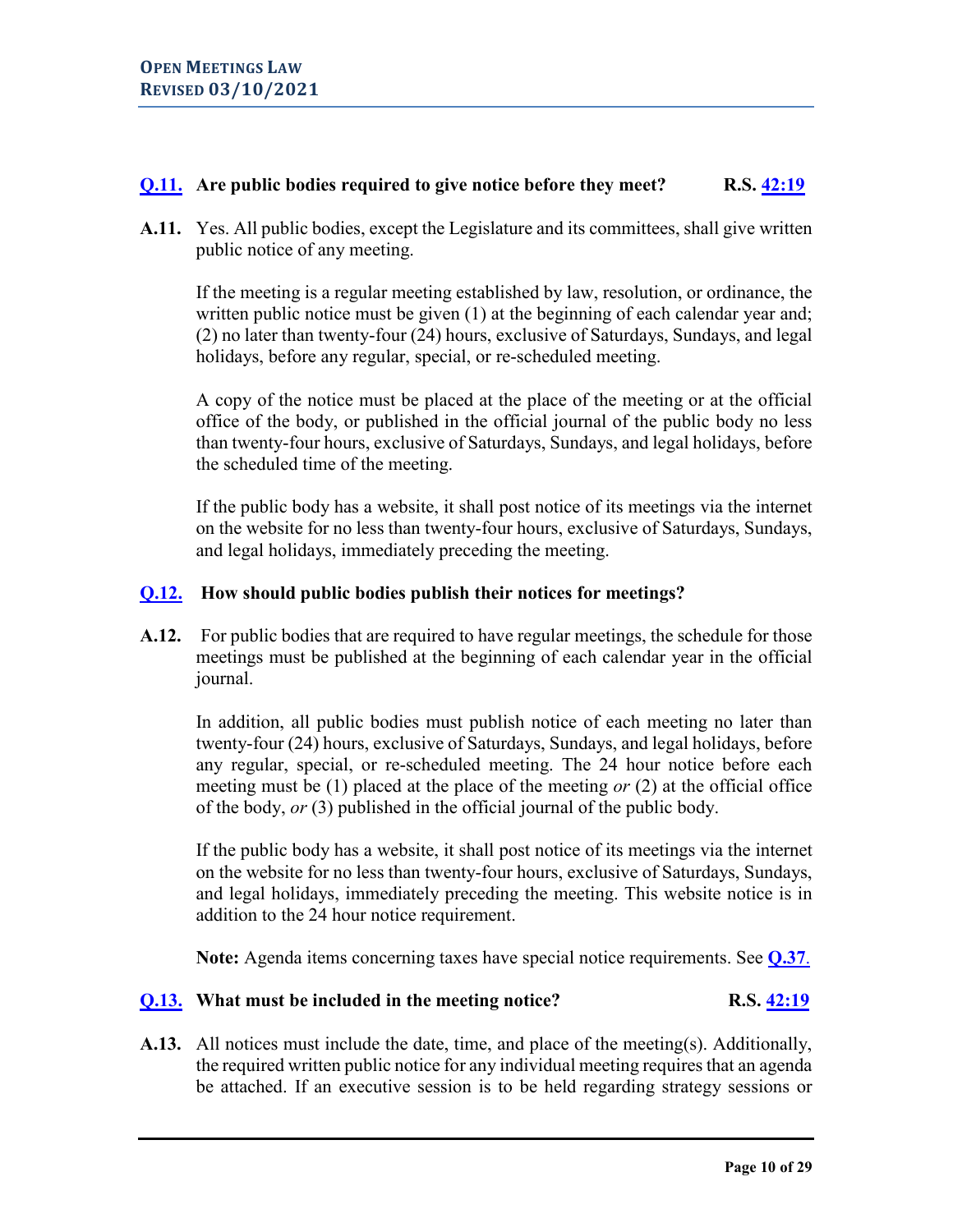**[Q.11.](#) Are public bodies required to give notice before they meet? R.S. [42:19](#)**

**A.11.** Yes. All public bodies, except the Legislature and its committees, shall give written public notice of any meeting.

If the meeting is a regular meeting established by law, resolution, or ordinance, the written public notice must be given (1) at the beginning of each calendar year and; (2) no later than twenty-four (24) hours, exclusive of Saturdays, Sundays, and legal holidays, before any regular, special, or re-scheduled meeting.

A copy of the notice must be placed at the place of the meeting or at the official office of the body, or published in the official journal of the public body no less than twenty-four hours, exclusive of Saturdays, Sundays, and legal holidays, before the scheduled time of the meeting.

If the public body has a website, it shall post notice of its meetings via the internet on the website for no less than twenty-four hours, exclusive of Saturdays, Sundays, and legal holidays, immediately preceding the meeting.

**[Q.12.](#) How should public bodies publish their notices for meetings?**

**A.12.** For public bodies that are required to have regular meetings, the schedule for those meetings must be published at the beginning of each calendar year in the official journal.

In addition, all public bodies must publish notice of each meeting no later than twenty-four (24) hours, exclusive of Saturdays, Sundays, and legal holidays, before any regular, special, or re-scheduled meeting. The 24 hour notice before each meeting must be (1) placed at the place of the meeting *or* (2) at the official office of the body, *or* (3) published in the official journal of the public body.

If the public body has a website, it shall post notice of its meetings via the internet on the website for no less than twenty-four hours, exclusive of Saturdays, Sundays, and legal holidays, immediately preceding the meeting. This website notice is in addition to the 24 hour notice requirement.

**Note:** Agenda items concerning taxes have special notice requirements. See **[Q.37](#)**.

**[Q.13.](#) What must be included in the meeting notice? R.S. [42:19](#)**

**A.13.** All notices must include the date, time, and place of the meeting(s). Additionally, the required written public notice for any individual meeting requires that an agenda be attached. If an executive session is to be held regarding strategy sessions or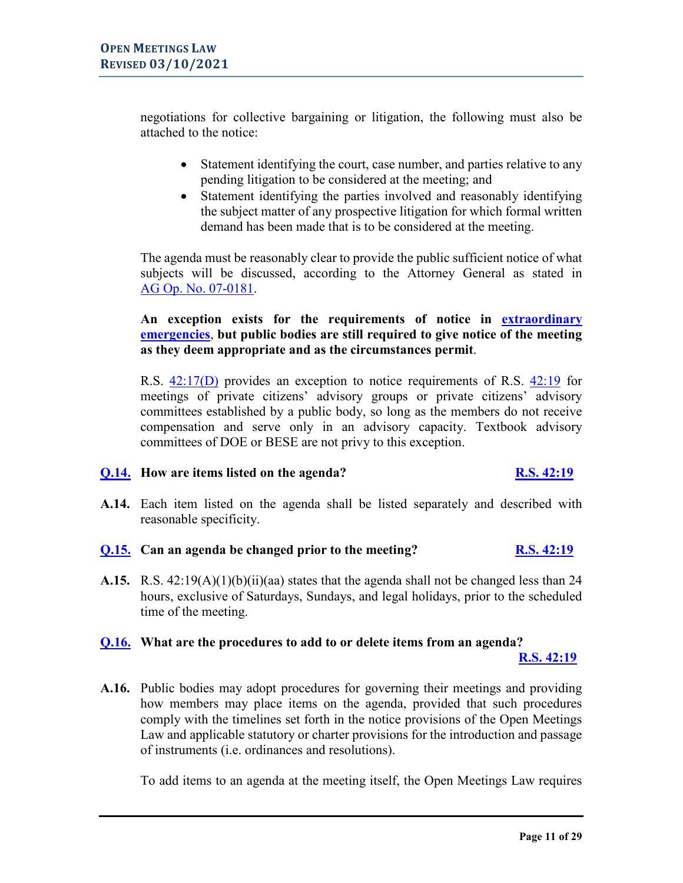negotiations for collective bargaining or litigation, the following must also be attached to the notice:

- Statement identifying the court, case number, and parties relative to any pending litigation to be considered at the meeting; and
- Statement identifying the parties involved and reasonably identifying the subject matter of any prospective litigation for which formal written demand has been made that is to be considered at the meeting.

The agenda must be reasonably clear to provide the public sufficient notice of what subjects will be discussed, according to the Attorney General as stated in AG Op. No. 07-0181.

**An exception exists for the requirements of notice in extraordinary emergencies, but public bodies are still required to give notice of the meeting as they deem appropriate and as the circumstances permit**.

R.S. 42:17(D) provides an exception to notice requirements of R.S. 42:19 for meetings of private citizens' advisory groups or private citizens' advisory committees established by a public body, so long as the members do not receive compensation and serve only in an advisory capacity. Textbook advisory committees of DOE or BESE are not privy to this exception.

**Q.14. How are items listed on the agenda?** **R.S. 42:19**

**A.14.** Each item listed on the agenda shall be listed separately and described with reasonable specificity.

**Q.15. Can an agenda be changed prior to the meeting?** **R.S. 42:19**

**A.15.** R.S. 42:19(A)(1)(b)(ii)(aa) states that the agenda shall not be changed less than 24 hours, exclusive of Saturdays, Sundays, and legal holidays, prior to the scheduled time of the meeting.

**Q.16. What are the procedures to add to or delete items from an agenda?** **R.S. 42:19**

**A.16.** Public bodies may adopt procedures for governing their meetings and providing how members may place items on the agenda, provided that such procedures comply with the timelines set forth in the notice provisions of the Open Meetings Law and applicable statutory or charter provisions for the introduction and passage of instruments (i.e. ordinances and resolutions).

To add items to an agenda at the meeting itself, the Open Meetings Law requires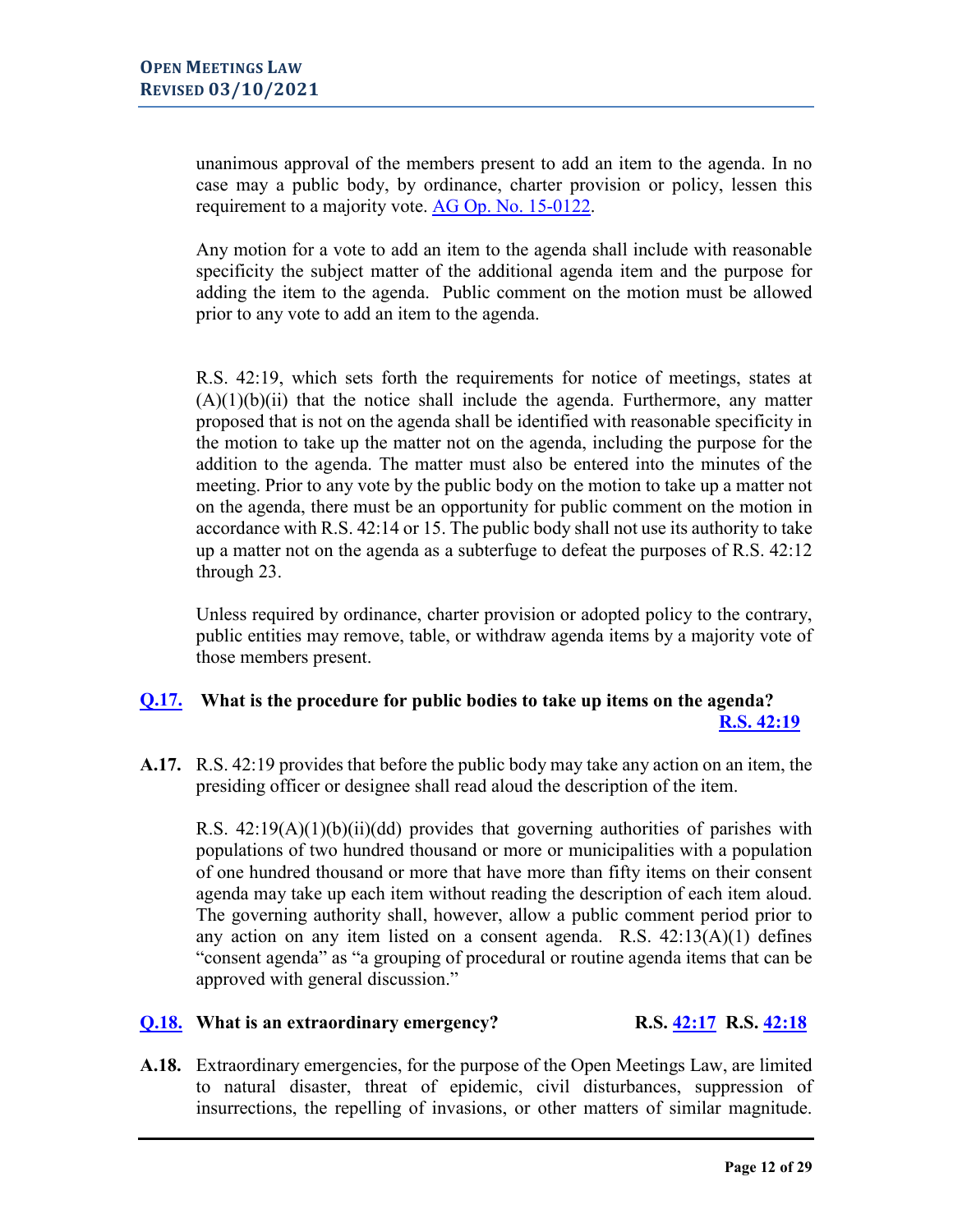unanimous approval of the members present to add an item to the agenda. In no case may a public body, by ordinance, charter provision or policy, lessen this requirement to a majority vote. [AG Op. No. 15-0122](#).

Any motion for a vote to add an item to the agenda shall include with reasonable specificity the subject matter of the additional agenda item and the purpose for adding the item to the agenda. Public comment on the motion must be allowed prior to any vote to add an item to the agenda.

R.S. 42:19, which sets forth the requirements for notice of meetings, states at (A)(1)(b)(ii) that the notice shall include the agenda. Furthermore, any matter proposed that is not on the agenda shall be identified with reasonable specificity in the motion to take up the matter not on the agenda, including the purpose for the addition to the agenda. The matter must also be entered into the minutes of the meeting. Prior to any vote by the public body on the motion to take up a matter not on the agenda, there must be an opportunity for public comment on the motion in accordance with R.S. 42:14 or 15. The public body shall not use its authority to take up a matter not on the agenda as a subterfuge to defeat the purposes of R.S. 42:12 through 23.

Unless required by ordinance, charter provision or adopted policy to the contrary, public entities may remove, table, or withdraw agenda items by a majority vote of those members present.

**[Q.17.](#) What is the procedure for public bodies to take up items on the agenda?** **[R.S. 42:19](#)**

**A.17.** R.S. 42:19 provides that before the public body may take any action on an item, the presiding officer or designee shall read aloud the description of the item.

R.S. 42:19(A)(1)(b)(ii)(dd) provides that governing authorities of parishes with populations of two hundred thousand or more or municipalities with a population of one hundred thousand or more that have more than fifty items on their consent agenda may take up each item without reading the description of each item aloud. The governing authority shall, however, allow a public comment period prior to any action on any item listed on a consent agenda. R.S. 42:13(A)(1) defines "consent agenda" as "a grouping of procedural or routine agenda items that can be approved with general discussion."

**[Q.18.](#) What is an extraordinary emergency?** **R.S. [42:17](#) R.S. [42:18](#)**

**A.18.** Extraordinary emergencies, for the purpose of the Open Meetings Law, are limited to natural disaster, threat of epidemic, civil disturbances, suppression of insurrections, the repelling of invasions, or other matters of similar magnitude.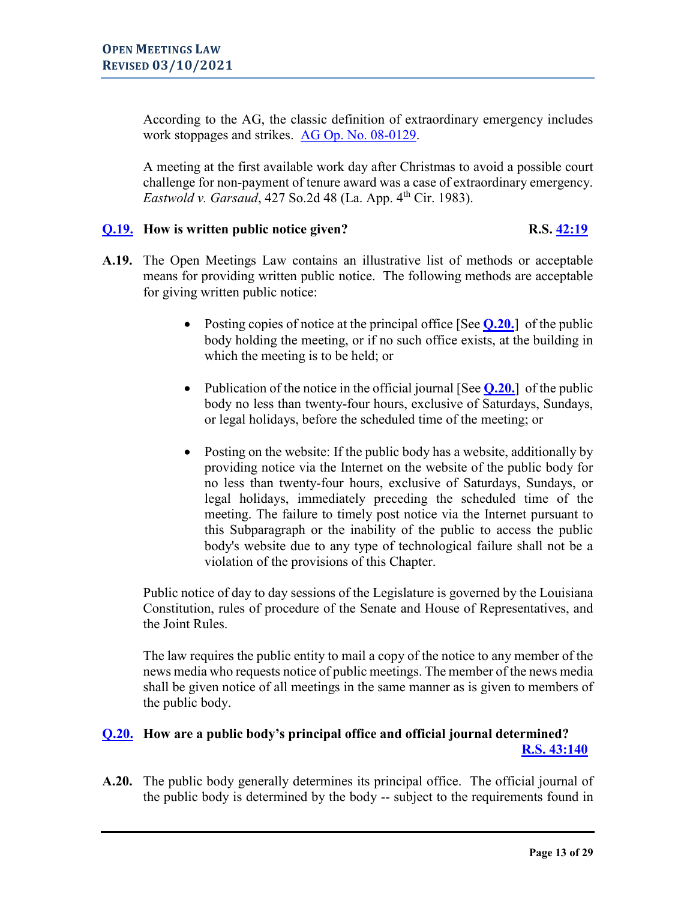According to the AG, the classic definition of extraordinary emergency includes work stoppages and strikes. AG Op. No. 08-0129.

A meeting at the first available work day after Christmas to avoid a possible court challenge for non-payment of tenure award was a case of extraordinary emergency. *Eastwold v. Garsaud*, 427 So.2d 48 (La. App. 4th Cir. 1983).

**Q.19. How is written public notice given?** **R.S. 42:19**

**A.19.** The Open Meetings Law contains an illustrative list of methods or acceptable means for providing written public notice. The following methods are acceptable for giving written public notice:

- Posting copies of notice at the principal office [See **Q.20.**] of the public body holding the meeting, or if no such office exists, at the building in which the meeting is to be held; or
- Publication of the notice in the official journal [See **Q.20.**] of the public body no less than twenty-four hours, exclusive of Saturdays, Sundays, or legal holidays, before the scheduled time of the meeting; or
- Posting on the website: If the public body has a website, additionally by providing notice via the Internet on the website of the public body for no less than twenty-four hours, exclusive of Saturdays, Sundays, or legal holidays, immediately preceding the scheduled time of the meeting. The failure to timely post notice via the Internet pursuant to this Subparagraph or the inability of the public to access the public body's website due to any type of technological failure shall not be a violation of the provisions of this Chapter.

Public notice of day to day sessions of the Legislature is governed by the Louisiana Constitution, rules of procedure of the Senate and House of Representatives, and the Joint Rules.

The law requires the public entity to mail a copy of the notice to any member of the news media who requests notice of public meetings. The member of the news media shall be given notice of all meetings in the same manner as is given to members of the public body.

**Q.20. How are a public body's principal office and official journal determined?** **R.S. 43:140**

**A.20.** The public body generally determines its principal office. The official journal of the public body is determined by the body -- subject to the requirements found in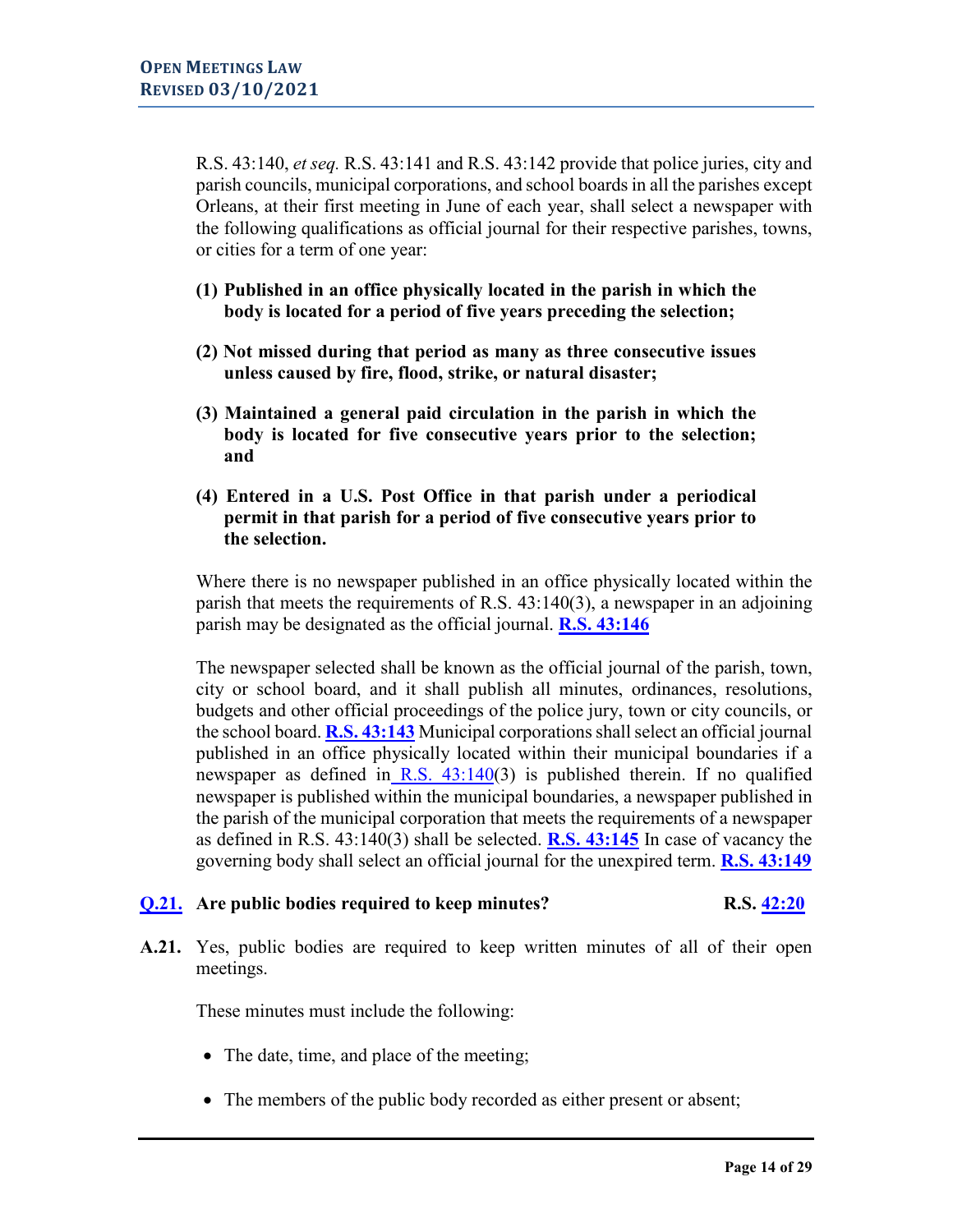R.S. 43:140, *et seq.* R.S. 43:141 and R.S. 43:142 provide that police juries, city and parish councils, municipal corporations, and school boards in all the parishes except Orleans, at their first meeting in June of each year, shall select a newspaper with the following qualifications as official journal for their respective parishes, towns, or cities for a term of one year:

**(1) Published in an office physically located in the parish in which the body is located for a period of five years preceding the selection;**

**(2) Not missed during that period as many as three consecutive issues unless caused by fire, flood, strike, or natural disaster;**

**(3) Maintained a general paid circulation in the parish in which the body is located for five consecutive years prior to the selection; and**

**(4) Entered in a U.S. Post Office in that parish under a periodical permit in that parish for a period of five consecutive years prior to the selection.**

Where there is no newspaper published in an office physically located within the parish that meets the requirements of R.S. 43:140(3), a newspaper in an adjoining parish may be designated as the official journal. **R.S. 43:146**

The newspaper selected shall be known as the official journal of the parish, town, city or school board, and it shall publish all minutes, ordinances, resolutions, budgets and other official proceedings of the police jury, town or city councils, or the school board. **R.S. 43:143** Municipal corporations shall select an official journal published in an office physically located within their municipal boundaries if a newspaper as defined in R.S. 43:140(3) is published therein. If no qualified newspaper is published within the municipal boundaries, a newspaper published in the parish of the municipal corporation that meets the requirements of a newspaper as defined in R.S. 43:140(3) shall be selected. **R.S. 43:145** In case of vacancy the governing body shall select an official journal for the unexpired term. **R.S. 43:149**

### Q.21. Are public bodies required to keep minutes? R.S. 42:20

**A.21.** Yes, public bodies are required to keep written minutes of all of their open meetings.

These minutes must include the following:

- The date, time, and place of the meeting;
- The members of the public body recorded as either present or absent;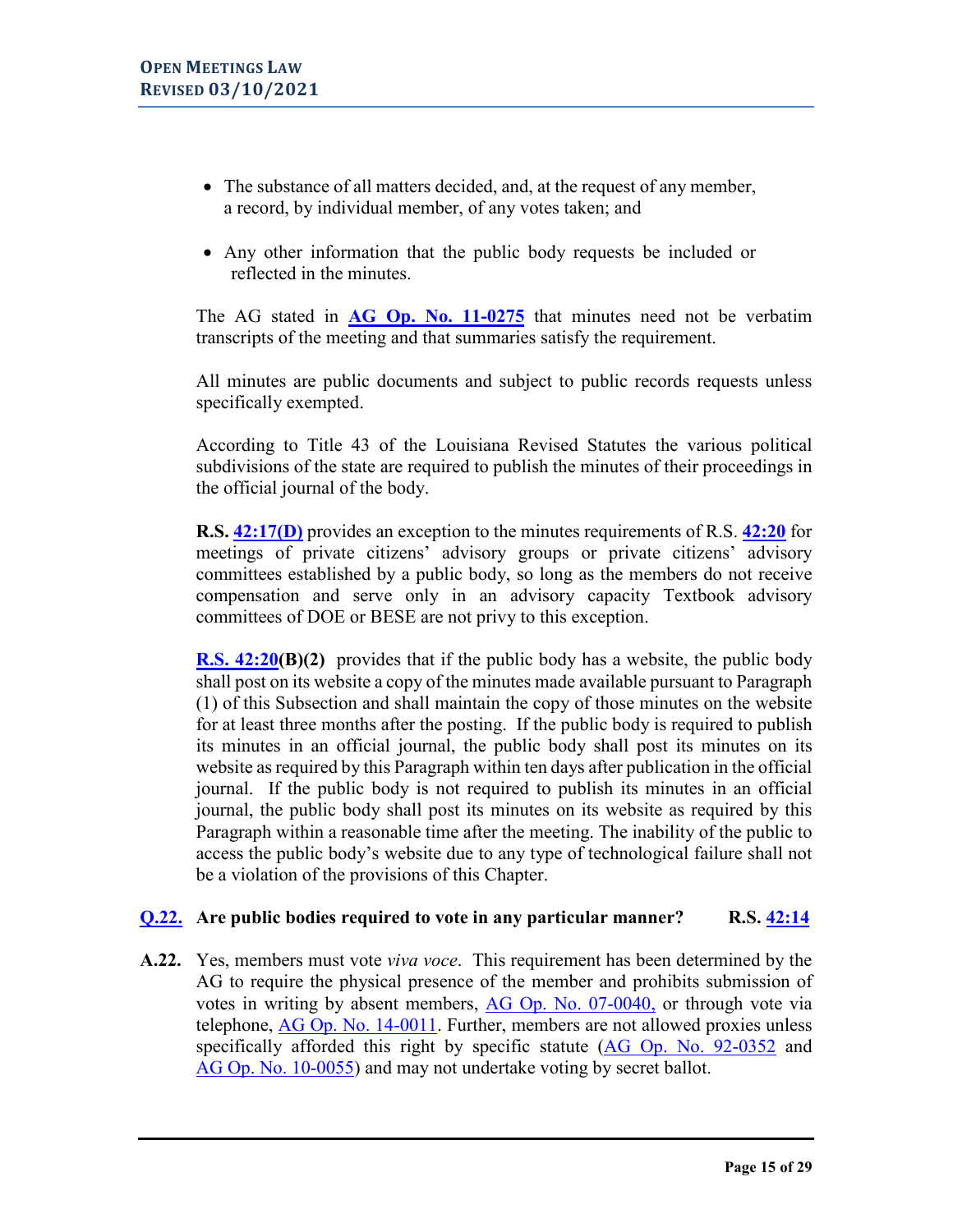- The substance of all matters decided, and, at the request of any member, a record, by individual member, of any votes taken; and

- Any other information that the public body requests be included or reflected in the minutes.

The AG stated in **AG Op. No. 11-0275** that minutes need not be verbatim transcripts of the meeting and that summaries satisfy the requirement.

All minutes are public documents and subject to public records requests unless specifically exempted.

According to Title 43 of the Louisiana Revised Statutes the various political subdivisions of the state are required to publish the minutes of their proceedings in the official journal of the body.

**R.S. 42:17(D)** provides an exception to the minutes requirements of R.S. **42:20** for meetings of private citizens' advisory groups or private citizens' advisory committees established by a public body, so long as the members do not receive compensation and serve only in an advisory capacity Textbook advisory committees of DOE or BESE are not privy to this exception.

**R.S. 42:20(B)(2)** provides that if the public body has a website, the public body shall post on its website a copy of the minutes made available pursuant to Paragraph (1) of this Subsection and shall maintain the copy of those minutes on the website for at least three months after the posting. If the public body is required to publish its minutes in an official journal, the public body shall post its minutes on its website as required by this Paragraph within ten days after publication in the official journal. If the public body is not required to publish its minutes in an official journal, the public body shall post its minutes on its website as required by this Paragraph within a reasonable time after the meeting. The inability of the public to access the public body's website due to any type of technological failure shall not be a violation of the provisions of this Chapter.

**Q.22. Are public bodies required to vote in any particular manner? R.S. 42:14**

**A.22.** Yes, members must vote *viva voce*. This requirement has been determined by the AG to require the physical presence of the member and prohibits submission of votes in writing by absent members, AG Op. No. 07-0040, or through vote via telephone, AG Op. No. 14-0011. Further, members are not allowed proxies unless specifically afforded this right by specific statute (AG Op. No. 92-0352 and AG Op. No. 10-0055) and may not undertake voting by secret ballot.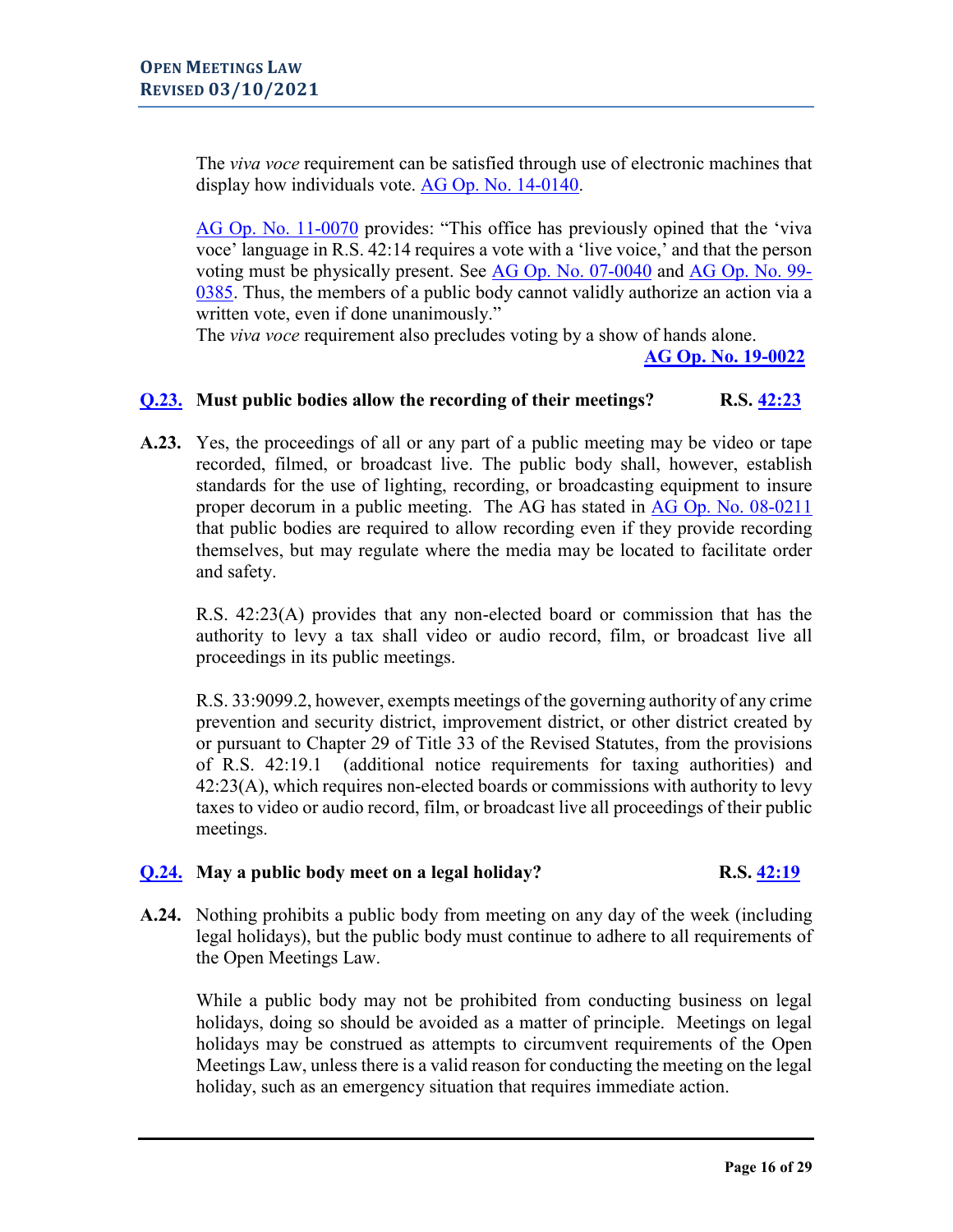The *viva voce* requirement can be satisfied through use of electronic machines that display how individuals vote. AG Op. No. 14-0140.

AG Op. No. 11-0070 provides: "This office has previously opined that the 'viva voce' language in R.S. 42:14 requires a vote with a 'live voice,' and that the person voting must be physically present. See AG Op. No. 07-0040 and AG Op. No. 99-0385. Thus, the members of a public body cannot validly authorize an action via a written vote, even if done unanimously."

The *viva voce* requirement also precludes voting by a show of hands alone.

**AG Op. No. 19-0022**

**Q.23. Must public bodies allow the recording of their meetings? R.S. 42:23**

**A.23.** Yes, the proceedings of all or any part of a public meeting may be video or tape recorded, filmed, or broadcast live. The public body shall, however, establish standards for the use of lighting, recording, or broadcasting equipment to insure proper decorum in a public meeting. The AG has stated in AG Op. No. 08-0211 that public bodies are required to allow recording even if they provide recording themselves, but may regulate where the media may be located to facilitate order and safety.

R.S. 42:23(A) provides that any non-elected board or commission that has the authority to levy a tax shall video or audio record, film, or broadcast live all proceedings in its public meetings.

R.S. 33:9099.2, however, exempts meetings of the governing authority of any crime prevention and security district, improvement district, or other district created by or pursuant to Chapter 29 of Title 33 of the Revised Statutes, from the provisions of R.S. 42:19.1 (additional notice requirements for taxing authorities) and 42:23(A), which requires non-elected boards or commissions with authority to levy taxes to video or audio record, film, or broadcast live all proceedings of their public meetings.

**Q.24. May a public body meet on a legal holiday? R.S. 42:19**

**A.24.** Nothing prohibits a public body from meeting on any day of the week (including legal holidays), but the public body must continue to adhere to all requirements of the Open Meetings Law.

While a public body may not be prohibited from conducting business on legal holidays, doing so should be avoided as a matter of principle. Meetings on legal holidays may be construed as attempts to circumvent requirements of the Open Meetings Law, unless there is a valid reason for conducting the meeting on the legal holiday, such as an emergency situation that requires immediate action.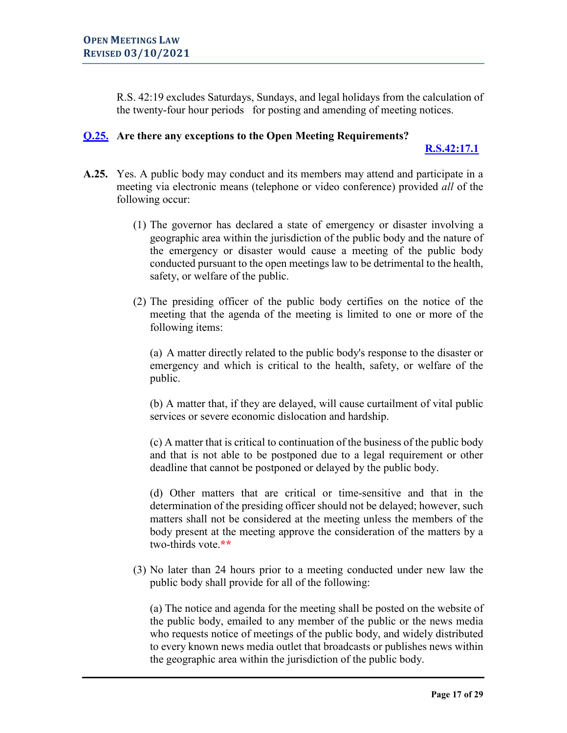R.S. 42:19 excludes Saturdays, Sundays, and legal holidays from the calculation of the twenty-four hour periods for posting and amending of meeting notices.

**Q.25. Are there any exceptions to the Open Meeting Requirements?**

**R.S.42:17.1**

**A.25.** Yes. A public body may conduct and its members may attend and participate in a meeting via electronic means (telephone or video conference) provided *all* of the following occur:

(1) The governor has declared a state of emergency or disaster involving a geographic area within the jurisdiction of the public body and the nature of the emergency or disaster would cause a meeting of the public body conducted pursuant to the open meetings law to be detrimental to the health, safety, or welfare of the public.

(2) The presiding officer of the public body certifies on the notice of the meeting that the agenda of the meeting is limited to one or more of the following items:

(a) A matter directly related to the public body's response to the disaster or emergency and which is critical to the health, safety, or welfare of the public.

(b) A matter that, if they are delayed, will cause curtailment of vital public services or severe economic dislocation and hardship.

(c) A matter that is critical to continuation of the business of the public body and that is not able to be postponed due to a legal requirement or other deadline that cannot be postponed or delayed by the public body.

(d) Other matters that are critical or time-sensitive and that in the determination of the presiding officer should not be delayed; however, such matters shall not be considered at the meeting unless the members of the body present at the meeting approve the consideration of the matters by a two-thirds vote.**

(3) No later than 24 hours prior to a meeting conducted under new law the public body shall provide for all of the following:

(a) The notice and agenda for the meeting shall be posted on the website of the public body, emailed to any member of the public or the news media who requests notice of meetings of the public body, and widely distributed to every known news media outlet that broadcasts or publishes news within the geographic area within the jurisdiction of the public body.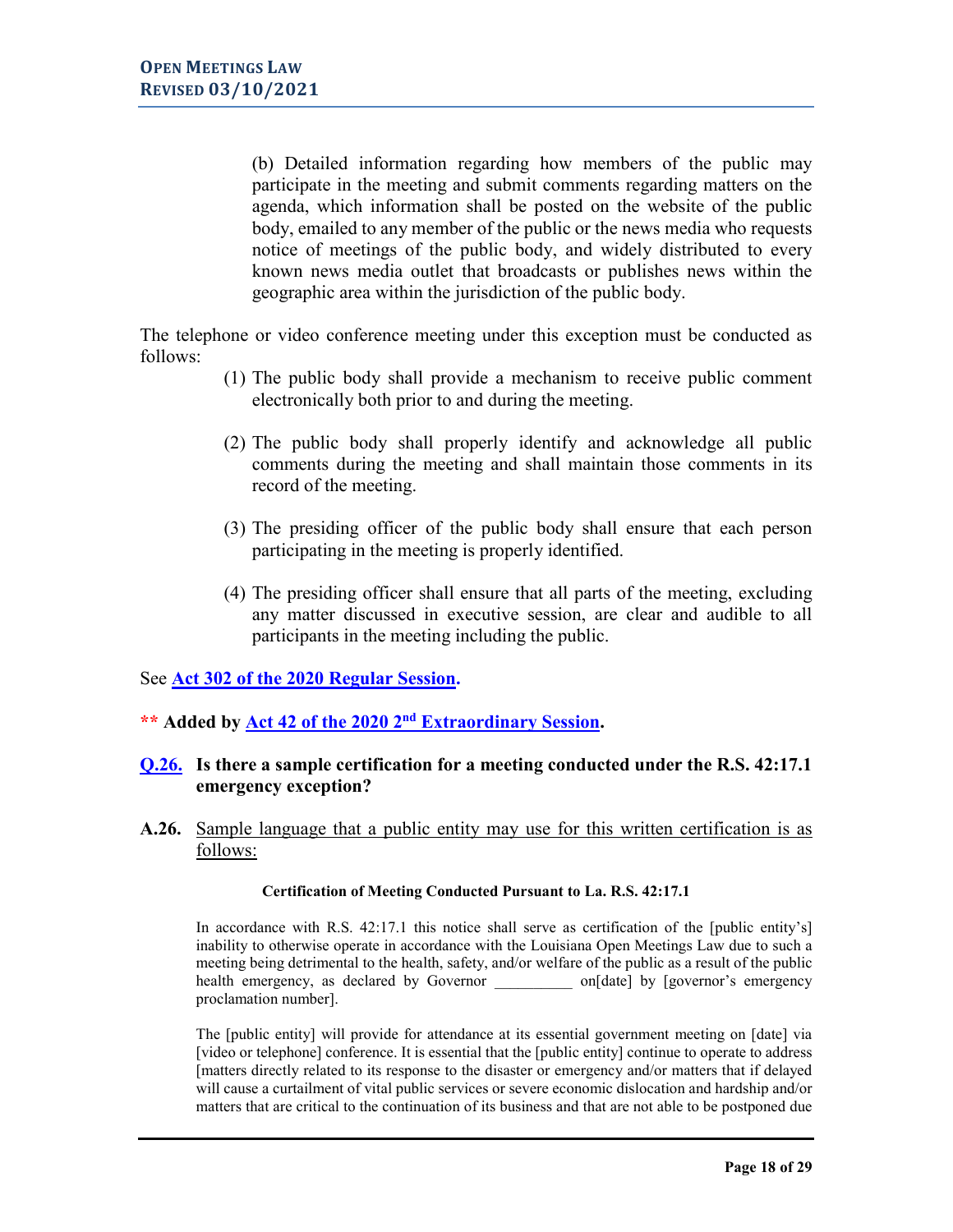(b) Detailed information regarding how members of the public may participate in the meeting and submit comments regarding matters on the agenda, which information shall be posted on the website of the public body, emailed to any member of the public or the news media who requests notice of meetings of the public body, and widely distributed to every known news media outlet that broadcasts or publishes news within the geographic area within the jurisdiction of the public body.

The telephone or video conference meeting under this exception must be conducted as follows:

1. The public body shall provide a mechanism to receive public comment electronically both prior to and during the meeting.
2. The public body shall properly identify and acknowledge all public comments during the meeting and shall maintain those comments in its record of the meeting.
3. The presiding officer of the public body shall ensure that each person participating in the meeting is properly identified.
4. The presiding officer shall ensure that all parts of the meeting, excluding any matter discussed in executive session, are clear and audible to all participants in the meeting including the public.

See **Act 302 of the 2020 Regular Session.**

**** Added by Act 42 of the 2020 2nd Extraordinary Session.**

**Q.26. Is there a sample certification for a meeting conducted under the R.S. 42:17.1 emergency exception?**

**A.26.** Sample language that a public entity may use for this written certification is as follows:

**Certification of Meeting Conducted Pursuant to La. R.S. 42:17.1**

In accordance with R.S. 42:17.1 this notice shall serve as certification of the [public entity's] inability to otherwise operate in accordance with the Louisiana Open Meetings Law due to such a meeting being detrimental to the health, safety, and/or welfare of the public as a result of the public health emergency, as declared by Governor __________ on[date] by [governor's emergency proclamation number].

The [public entity] will provide for attendance at its essential government meeting on [date] via [video or telephone] conference. It is essential that the [public entity] continue to operate to address [matters directly related to its response to the disaster or emergency and/or matters that if delayed will cause a curtailment of vital public services or severe economic dislocation and hardship and/or matters that are critical to the continuation of its business and that are not able to be postponed due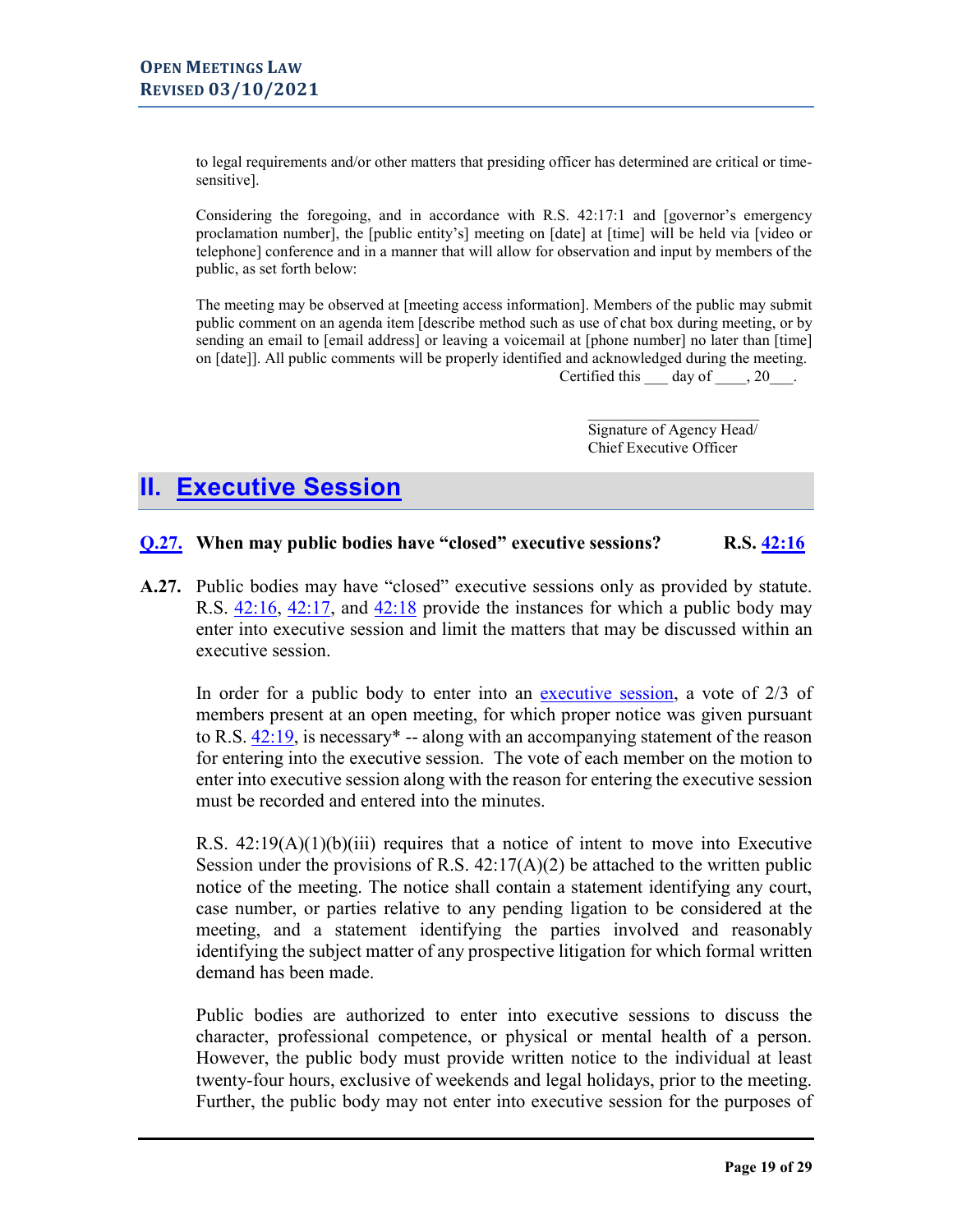to legal requirements and/or other matters that presiding officer has determined are critical or time-sensitive].

Considering the foregoing, and in accordance with R.S. 42:17:1 and [governor's emergency proclamation number], the [public entity's] meeting on [date] at [time] will be held via [video or telephone] conference and in a manner that will allow for observation and input by members of the public, as set forth below:

The meeting may be observed at [meeting access information]. Members of the public may submit public comment on an agenda item [describe method such as use of chat box during meeting, or by sending an email to [email address] or leaving a voicemail at [phone number] no later than [time] on [date]]. All public comments will be properly identified and acknowledged during the meeting.

Certified this ___ day of ____, 20___.

_____________________
Signature of Agency Head/
Chief Executive Officer

# II. Executive Session

### Q.27. When may public bodies have "closed" executive sessions? R.S. 42:16

**A.27.** Public bodies may have "closed" executive sessions only as provided by statute. R.S. 42:16, 42:17, and 42:18 provide the instances for which a public body may enter into executive session and limit the matters that may be discussed within an executive session.

In order for a public body to enter into an executive session, a vote of 2/3 of members present at an open meeting, for which proper notice was given pursuant to R.S. 42:19, is necessary* -- along with an accompanying statement of the reason for entering into the executive session. The vote of each member on the motion to enter into executive session along with the reason for entering the executive session must be recorded and entered into the minutes.

R.S. 42:19(A)(1)(b)(iii) requires that a notice of intent to move into Executive Session under the provisions of R.S. 42:17(A)(2) be attached to the written public notice of the meeting. The notice shall contain a statement identifying any court, case number, or parties relative to any pending ligation to be considered at the meeting, and a statement identifying the parties involved and reasonably identifying the subject matter of any prospective litigation for which formal written demand has been made.

Public bodies are authorized to enter into executive sessions to discuss the character, professional competence, or physical or mental health of a person. However, the public body must provide written notice to the individual at least twenty-four hours, exclusive of weekends and legal holidays, prior to the meeting. Further, the public body may not enter into executive session for the purposes of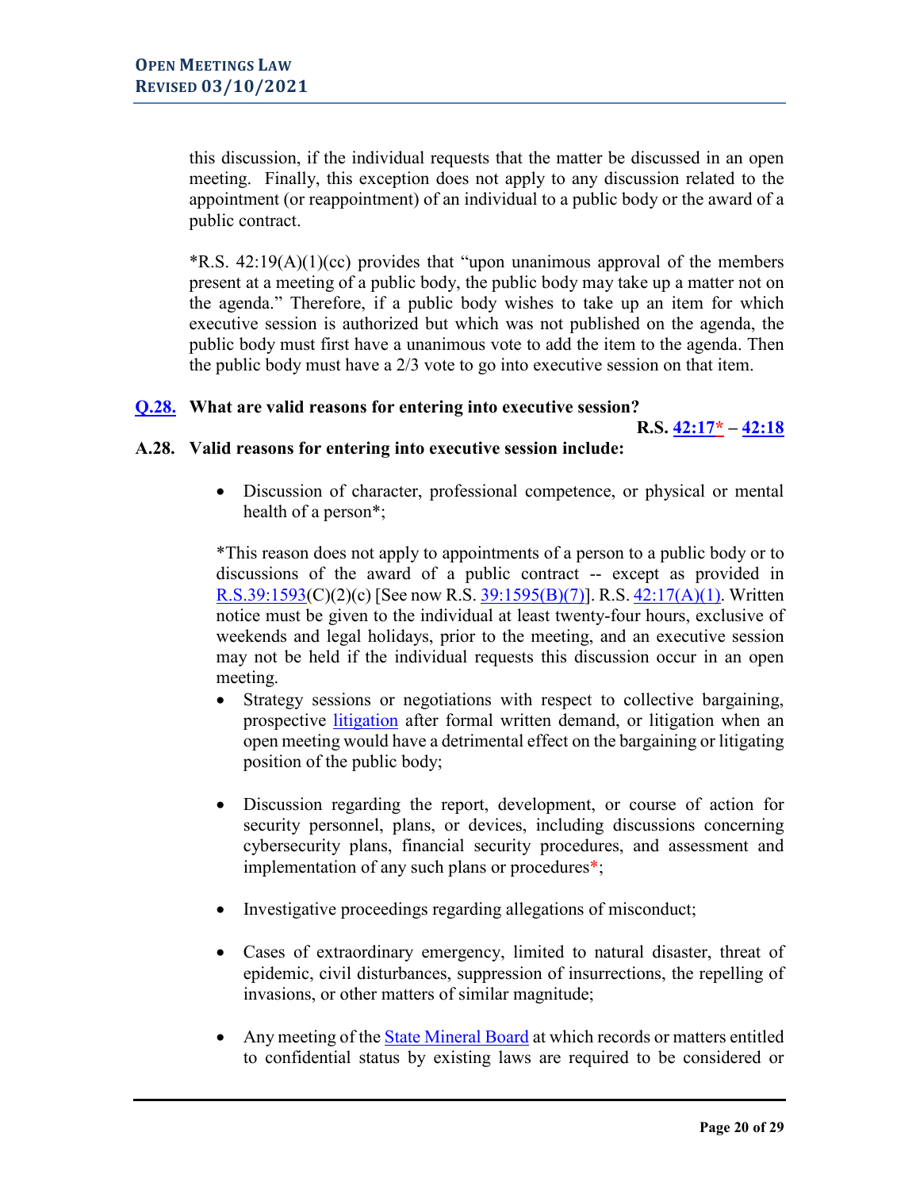this discussion, if the individual requests that the matter be discussed in an open meeting. Finally, this exception does not apply to any discussion related to the appointment (or reappointment) of an individual to a public body or the award of a public contract.

*R.S. 42:19(A)(1)(cc) provides that "upon unanimous approval of the members present at a meeting of a public body, the public body may take up a matter not on the agenda." Therefore, if a public body wishes to take up an item for which executive session is authorized but which was not published on the agenda, the public body must first have a unanimous vote to add the item to the agenda. Then the public body must have a 2/3 vote to go into executive session on that item.

**Q.28. What are valid reasons for entering into executive session?**

**R.S. 42:17* – 42:18**

**A.28. Valid reasons for entering into executive session include:**

- Discussion of character, professional competence, or physical or mental health of a person*;

  *This reason does not apply to appointments of a person to a public body or to discussions of the award of a public contract -- except as provided in R.S.39:1593(C)(2)(c) [See now R.S. 39:1595(B)(7)]. R.S. 42:17(A)(1). Written notice must be given to the individual at least twenty-four hours, exclusive of weekends and legal holidays, prior to the meeting, and an executive session may not be held if the individual requests this discussion occur in an open meeting.

- Strategy sessions or negotiations with respect to collective bargaining, prospective litigation after formal written demand, or litigation when an open meeting would have a detrimental effect on the bargaining or litigating position of the public body;

- Discussion regarding the report, development, or course of action for security personnel, plans, or devices, including discussions concerning cybersecurity plans, financial security procedures, and assessment and implementation of any such plans or procedures*;

- Investigative proceedings regarding allegations of misconduct;

- Cases of extraordinary emergency, limited to natural disaster, threat of epidemic, civil disturbances, suppression of insurrections, the repelling of invasions, or other matters of similar magnitude;

- Any meeting of the State Mineral Board at which records or matters entitled to confidential status by existing laws are required to be considered or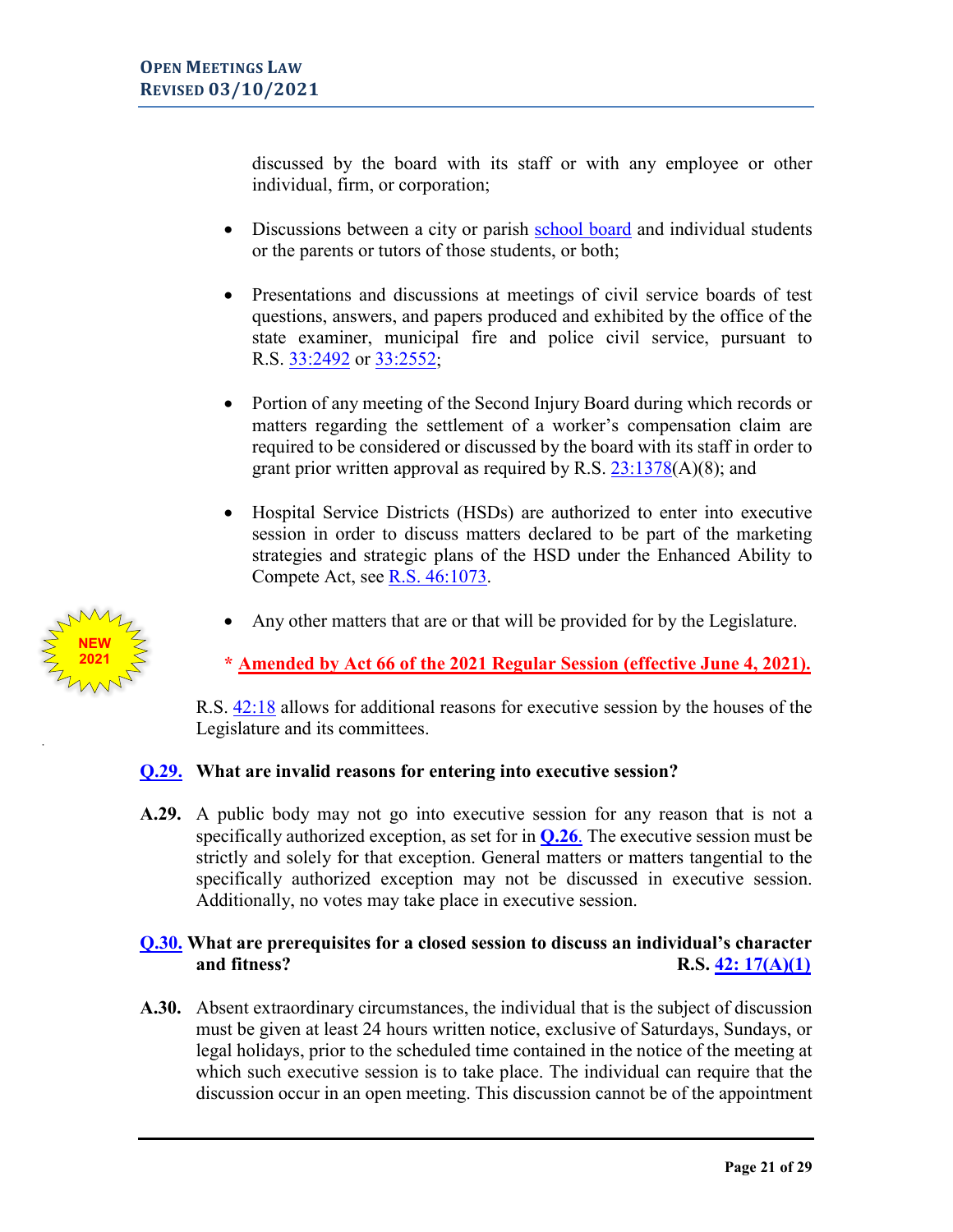discussed by the board with its staff or with any employee or other individual, firm, or corporation;

- Discussions between a city or parish school board and individual students or the parents or tutors of those students, or both;

- Presentations and discussions at meetings of civil service boards of test questions, answers, and papers produced and exhibited by the office of the state examiner, municipal fire and police civil service, pursuant to R.S. 33:2492 or 33:2552;

- Portion of any meeting of the Second Injury Board during which records or matters regarding the settlement of a worker's compensation claim are required to be considered or discussed by the board with its staff in order to grant prior written approval as required by R.S. 23:1378(A)(8); and

- Hospital Service Districts (HSDs) are authorized to enter into executive session in order to discuss matters declared to be part of the marketing strategies and strategic plans of the HSD under the Enhanced Ability to Compete Act, see R.S. 46:1073.

- Any other matters that are or that will be provided for by the Legislature.

NEW 2021

**\* Amended by Act 66 of the 2021 Regular Session (effective June 4, 2021).**

R.S. 42:18 allows for additional reasons for executive session by the houses of the Legislature and its committees.

**Q.29. What are invalid reasons for entering into executive session?**

**A.29.** A public body may not go into executive session for any reason that is not a specifically authorized exception, as set for in **Q.26**. The executive session must be strictly and solely for that exception. General matters or matters tangential to the specifically authorized exception may not be discussed in executive session. Additionally, no votes may take place in executive session.

**Q.30. What are prerequisites for a closed session to discuss an individual's character and fitness? R.S. 42: 17(A)(1)**

**A.30.** Absent extraordinary circumstances, the individual that is the subject of discussion must be given at least 24 hours written notice, exclusive of Saturdays, Sundays, or legal holidays, prior to the scheduled time contained in the notice of the meeting at which such executive session is to take place. The individual can require that the discussion occur in an open meeting. This discussion cannot be of the appointment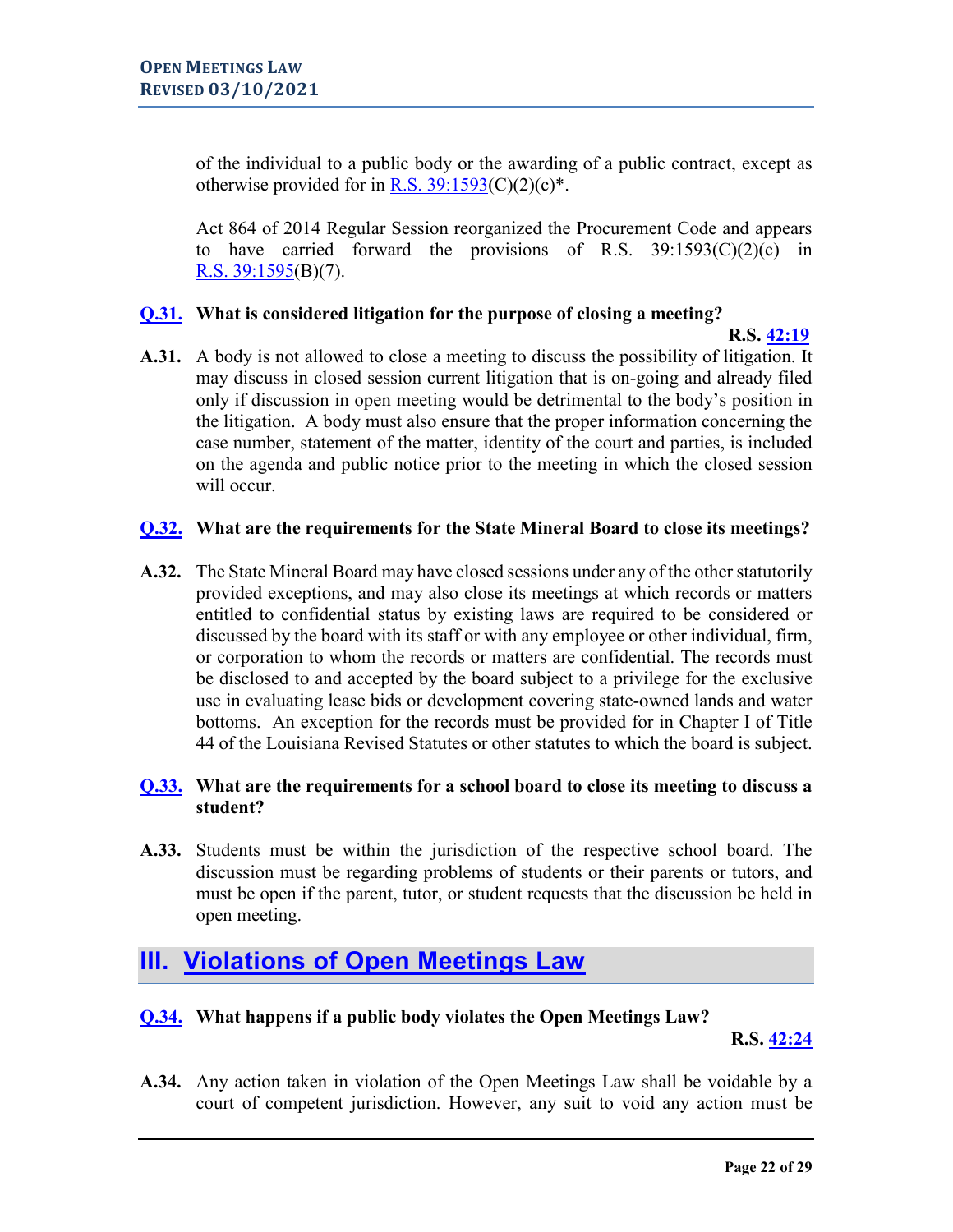of the individual to a public body or the awarding of a public contract, except as otherwise provided for in [R.S. 39:1593](C)(2)(c)*.

Act 864 of 2014 Regular Session reorganized the Procurement Code and appears to have carried forward the provisions of R.S. 39:1593(C)(2)(c) in [R.S. 39:1595](B)(7).

**[Q.31.](#) What is considered litigation for the purpose of closing a meeting?**

**R.S. [42:19](#)**

**A.31.** A body is not allowed to close a meeting to discuss the possibility of litigation. It may discuss in closed session current litigation that is on-going and already filed only if discussion in open meeting would be detrimental to the body's position in the litigation. A body must also ensure that the proper information concerning the case number, statement of the matter, identity of the court and parties, is included on the agenda and public notice prior to the meeting in which the closed session will occur.

**[Q.32.](#) What are the requirements for the State Mineral Board to close its meetings?**

**A.32.** The State Mineral Board may have closed sessions under any of the other statutorily provided exceptions, and may also close its meetings at which records or matters entitled to confidential status by existing laws are required to be considered or discussed by the board with its staff or with any employee or other individual, firm, or corporation to whom the records or matters are confidential. The records must be disclosed to and accepted by the board subject to a privilege for the exclusive use in evaluating lease bids or development covering state-owned lands and water bottoms. An exception for the records must be provided for in Chapter I of Title 44 of the Louisiana Revised Statutes or other statutes to which the board is subject.

**[Q.33.](#) What are the requirements for a school board to close its meeting to discuss a student?**

**A.33.** Students must be within the jurisdiction of the respective school board. The discussion must be regarding problems of students or their parents or tutors, and must be open if the parent, tutor, or student requests that the discussion be held in open meeting.

## III. [Violations of Open Meetings Law](#)

**[Q.34.](#) What happens if a public body violates the Open Meetings Law?**

**R.S. [42:24](#)**

**A.34.** Any action taken in violation of the Open Meetings Law shall be voidable by a court of competent jurisdiction. However, any suit to void any action must be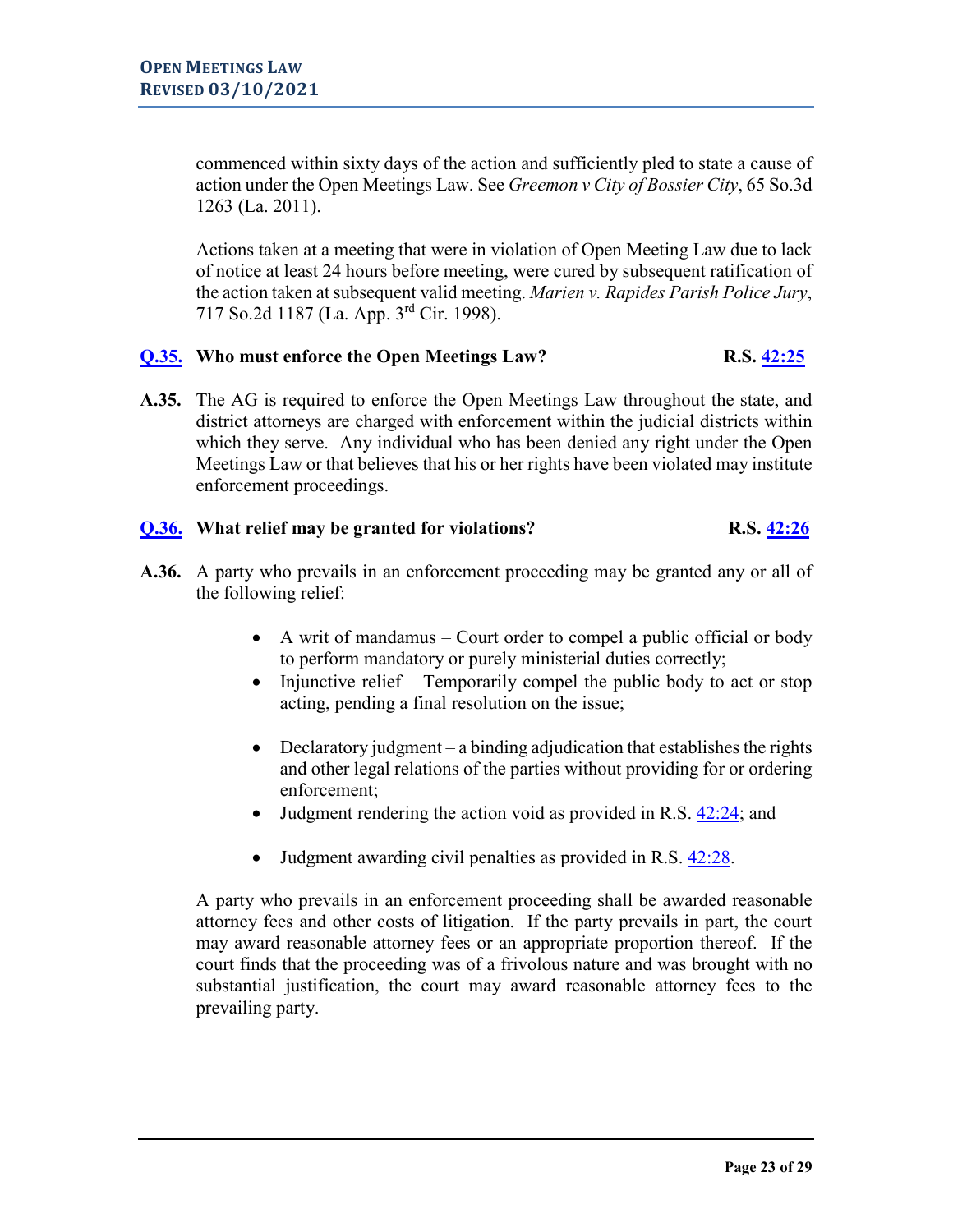commenced within sixty days of the action and sufficiently pled to state a cause of action under the Open Meetings Law. See *Greemon v City of Bossier City*, 65 So.3d 1263 (La. 2011).

Actions taken at a meeting that were in violation of Open Meeting Law due to lack of notice at least 24 hours before meeting, were cured by subsequent ratification of the action taken at subsequent valid meeting. *Marien v. Rapides Parish Police Jury*, 717 So.2d 1187 (La. App. 3rd Cir. 1998).

**Q.35. Who must enforce the Open Meetings Law?** **R.S. 42:25**

**A.35.** The AG is required to enforce the Open Meetings Law throughout the state, and district attorneys are charged with enforcement within the judicial districts within which they serve. Any individual who has been denied any right under the Open Meetings Law or that believes that his or her rights have been violated may institute enforcement proceedings.

**Q.36. What relief may be granted for violations?** **R.S. 42:26**

**A.36.** A party who prevails in an enforcement proceeding may be granted any or all of the following relief:

- A writ of mandamus – Court order to compel a public official or body to perform mandatory or purely ministerial duties correctly;
- Injunctive relief – Temporarily compel the public body to act or stop acting, pending a final resolution on the issue;
- Declaratory judgment – a binding adjudication that establishes the rights and other legal relations of the parties without providing for or ordering enforcement;
- Judgment rendering the action void as provided in R.S. 42:24; and
- Judgment awarding civil penalties as provided in R.S. 42:28.

A party who prevails in an enforcement proceeding shall be awarded reasonable attorney fees and other costs of litigation. If the party prevails in part, the court may award reasonable attorney fees or an appropriate proportion thereof. If the court finds that the proceeding was of a frivolous nature and was brought with no substantial justification, the court may award reasonable attorney fees to the prevailing party.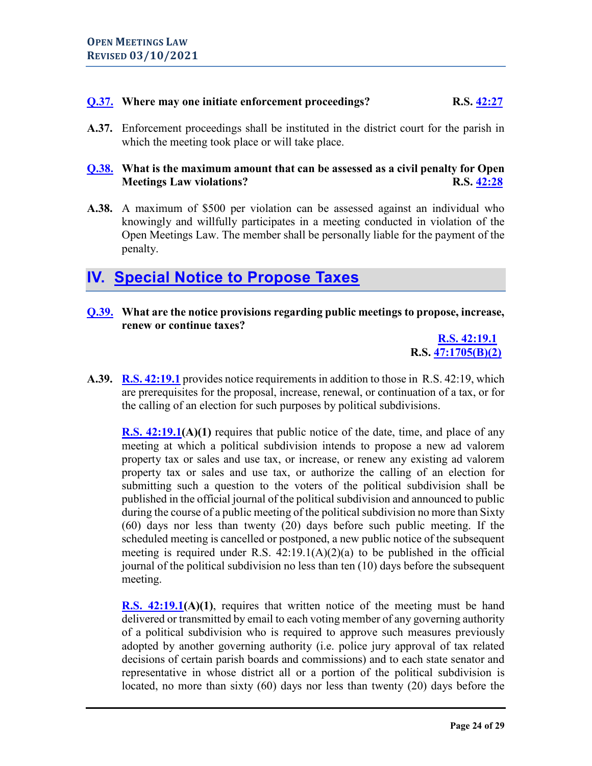**Q.37. Where may one initiate enforcement proceedings?** **R.S. 42:27**

**A.37.** Enforcement proceedings shall be instituted in the district court for the parish in which the meeting took place or will take place.

**Q.38. What is the maximum amount that can be assessed as a civil penalty for Open Meetings Law violations?** **R.S. 42:28**

**A.38.** A maximum of $500 per violation can be assessed against an individual who knowingly and willfully participates in a meeting conducted in violation of the Open Meetings Law. The member shall be personally liable for the payment of the penalty.

## IV. Special Notice to Propose Taxes

**Q.39. What are the notice provisions regarding public meetings to propose, increase, renew or continue taxes?**

**R.S. 42:19.1**
**R.S. 47:1705(B)(2)**

**A.39.** **R.S. 42:19.1** provides notice requirements in addition to those in R.S. 42:19, which are prerequisites for the proposal, increase, renewal, or continuation of a tax, or for the calling of an election for such purposes by political subdivisions.

**R.S. 42:19.1(A)(1)** requires that public notice of the date, time, and place of any meeting at which a political subdivision intends to propose a new ad valorem property tax or sales and use tax, or increase, or renew any existing ad valorem property tax or sales and use tax, or authorize the calling of an election for submitting such a question to the voters of the political subdivision shall be published in the official journal of the political subdivision and announced to public during the course of a public meeting of the political subdivision no more than Sixty (60) days nor less than twenty (20) days before such public meeting. If the scheduled meeting is cancelled or postponed, a new public notice of the subsequent meeting is required under R.S. 42:19.1(A)(2)(a) to be published in the official journal of the political subdivision no less than ten (10) days before the subsequent meeting.

**R.S. 42:19.1(A)(1)**, requires that written notice of the meeting must be hand delivered or transmitted by email to each voting member of any governing authority of a political subdivision who is required to approve such measures previously adopted by another governing authority (i.e. police jury approval of tax related decisions of certain parish boards and commissions) and to each state senator and representative in whose district all or a portion of the political subdivision is located, no more than sixty (60) days nor less than twenty (20) days before the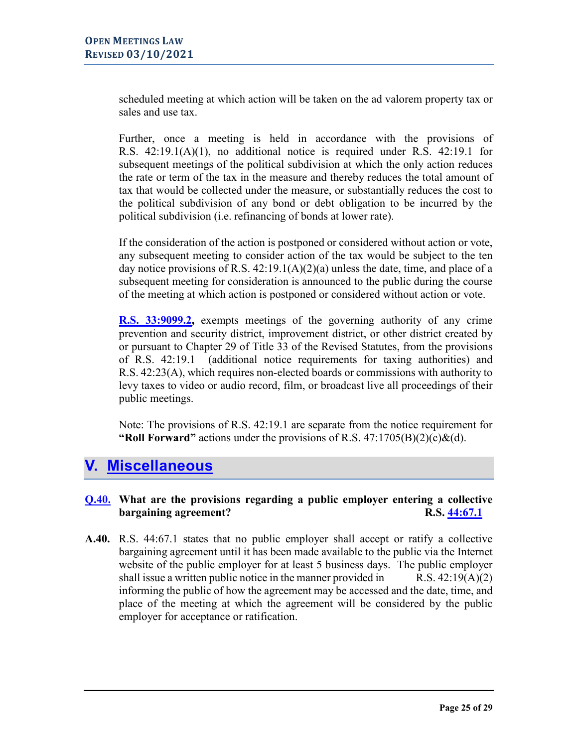scheduled meeting at which action will be taken on the ad valorem property tax or sales and use tax.

Further, once a meeting is held in accordance with the provisions of R.S. 42:19.1(A)(1), no additional notice is required under R.S. 42:19.1 for subsequent meetings of the political subdivision at which the only action reduces the rate or term of the tax in the measure and thereby reduces the total amount of tax that would be collected under the measure, or substantially reduces the cost to the political subdivision of any bond or debt obligation to be incurred by the political subdivision (i.e. refinancing of bonds at lower rate).

If the consideration of the action is postponed or considered without action or vote, any subsequent meeting to consider action of the tax would be subject to the ten day notice provisions of R.S. 42:19.1(A)(2)(a) unless the date, time, and place of a subsequent meeting for consideration is announced to the public during the course of the meeting at which action is postponed or considered without action or vote.

**R.S. 33:9099.2,** exempts meetings of the governing authority of any crime prevention and security district, improvement district, or other district created by or pursuant to Chapter 29 of Title 33 of the Revised Statutes, from the provisions of R.S. 42:19.1 (additional notice requirements for taxing authorities) and R.S. 42:23(A), which requires non-elected boards or commissions with authority to levy taxes to video or audio record, film, or broadcast live all proceedings of their public meetings.

Note: The provisions of R.S. 42:19.1 are separate from the notice requirement for **"Roll Forward"** actions under the provisions of R.S. 47:1705(B)(2)(c)&(d).

# V. Miscellaneous

**Q.40. What are the provisions regarding a public employer entering a collective bargaining agreement? R.S. 44:67.1**

**A.40.** R.S. 44:67.1 states that no public employer shall accept or ratify a collective bargaining agreement until it has been made available to the public via the Internet website of the public employer for at least 5 business days. The public employer shall issue a written public notice in the manner provided in R.S. 42:19(A)(2) informing the public of how the agreement may be accessed and the date, time, and place of the meeting at which the agreement will be considered by the public employer for acceptance or ratification.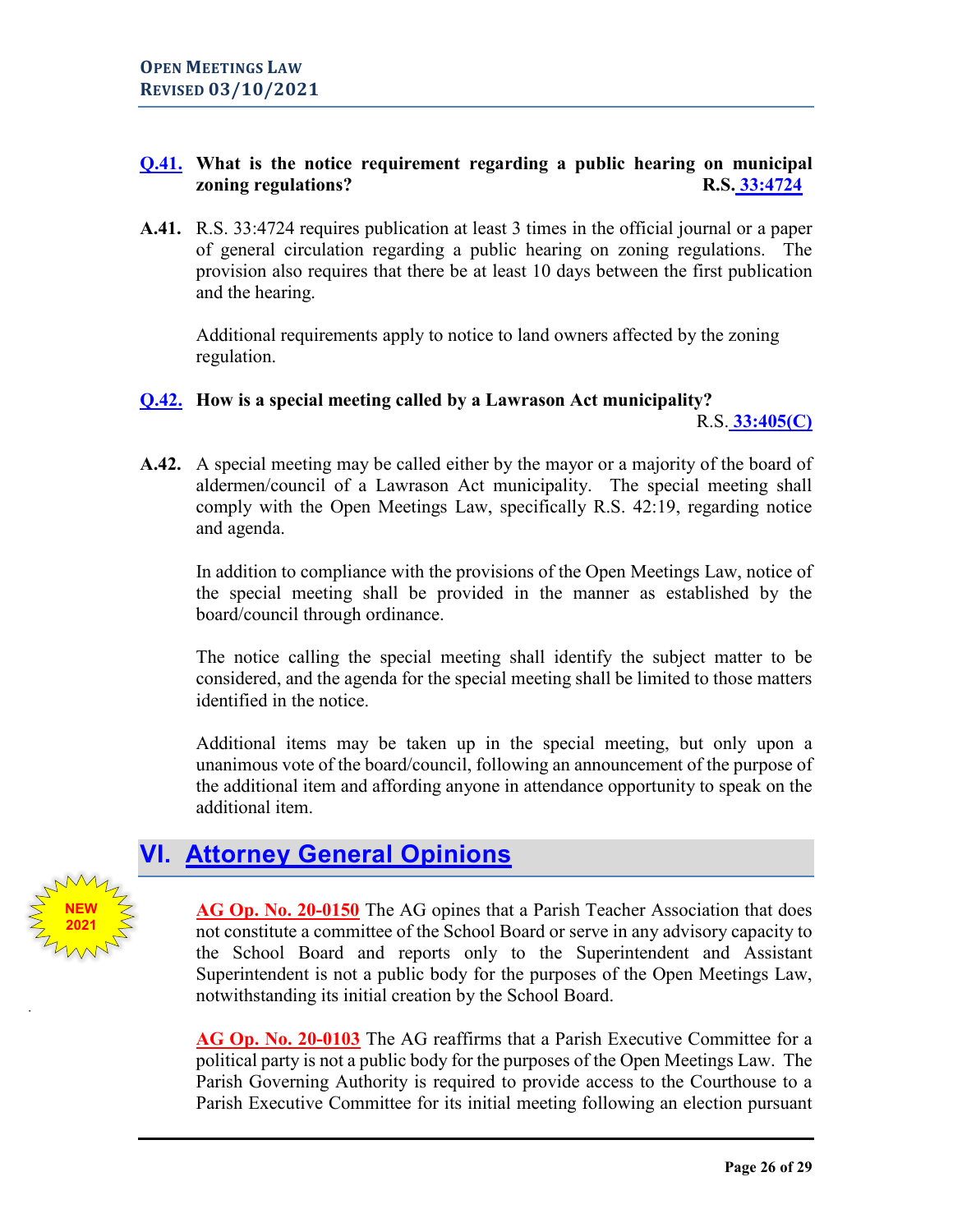**Q.41. What is the notice requirement regarding a public hearing on municipal zoning regulations?** **R.S. 33:4724**

**A.41.** R.S. 33:4724 requires publication at least 3 times in the official journal or a paper of general circulation regarding a public hearing on zoning regulations. The provision also requires that there be at least 10 days between the first publication and the hearing.

Additional requirements apply to notice to land owners affected by the zoning regulation.

**Q.42. How is a special meeting called by a Lawrason Act municipality?** R.S. **33:405(C)**

**A.42.** A special meeting may be called either by the mayor or a majority of the board of aldermen/council of a Lawrason Act municipality. The special meeting shall comply with the Open Meetings Law, specifically R.S. 42:19, regarding notice and agenda.

In addition to compliance with the provisions of the Open Meetings Law, notice of the special meeting shall be provided in the manner as established by the board/council through ordinance.

The notice calling the special meeting shall identify the subject matter to be considered, and the agenda for the special meeting shall be limited to those matters identified in the notice.

Additional items may be taken up in the special meeting, but only upon a unanimous vote of the board/council, following an announcement of the purpose of the additional item and affording anyone in attendance opportunity to speak on the additional item.

## VI. Attorney General Opinions

NEW 2021

**AG Op. No. 20-0150** The AG opines that a Parish Teacher Association that does not constitute a committee of the School Board or serve in any advisory capacity to the School Board and reports only to the Superintendent and Assistant Superintendent is not a public body for the purposes of the Open Meetings Law, notwithstanding its initial creation by the School Board.

**AG Op. No. 20-0103** The AG reaffirms that a Parish Executive Committee for a political party is not a public body for the purposes of the Open Meetings Law. The Parish Governing Authority is required to provide access to the Courthouse to a Parish Executive Committee for its initial meeting following an election pursuant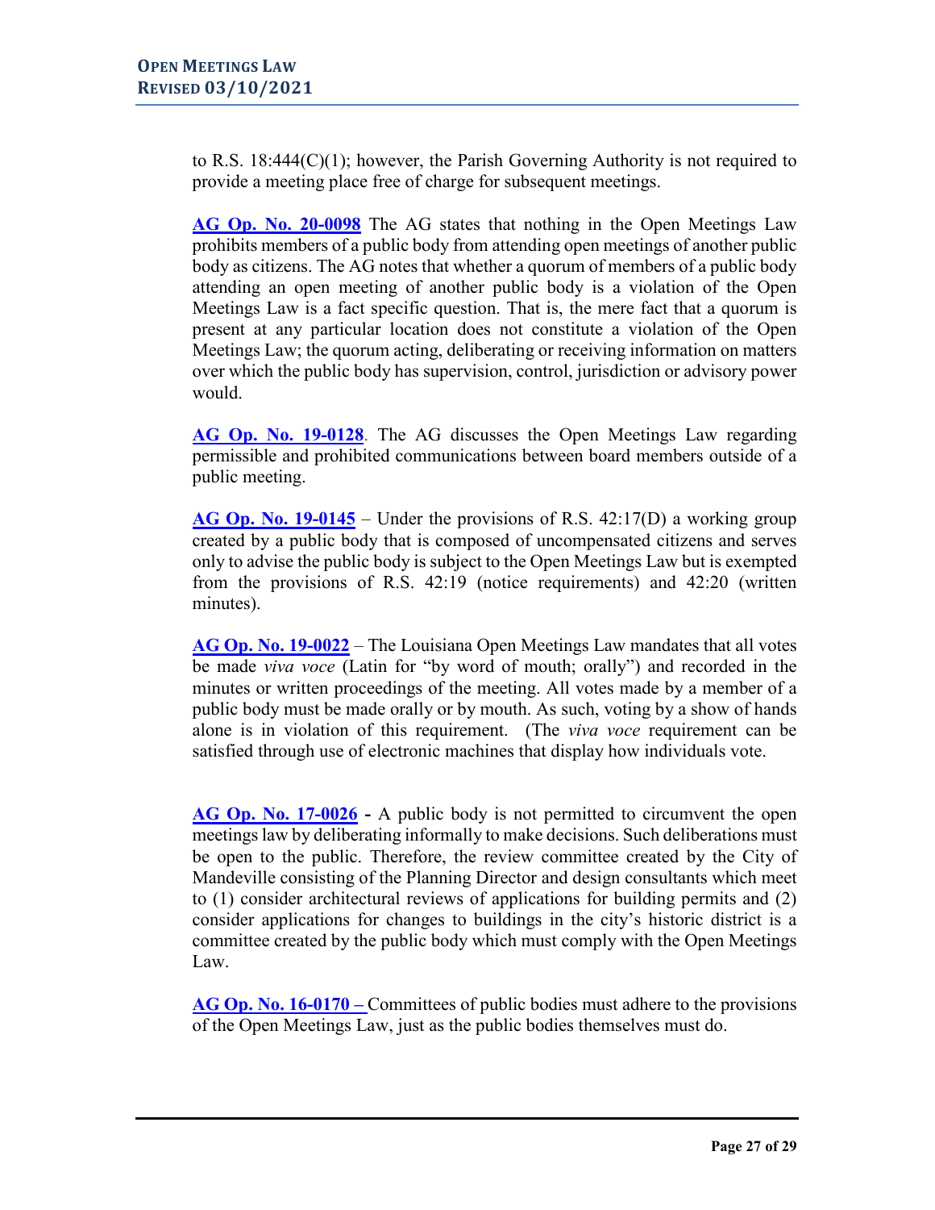to R.S. 18:444(C)(1); however, the Parish Governing Authority is not required to provide a meeting place free of charge for subsequent meetings.

**AG Op. No. 20-0098** The AG states that nothing in the Open Meetings Law prohibits members of a public body from attending open meetings of another public body as citizens. The AG notes that whether a quorum of members of a public body attending an open meeting of another public body is a violation of the Open Meetings Law is a fact specific question. That is, the mere fact that a quorum is present at any particular location does not constitute a violation of the Open Meetings Law; the quorum acting, deliberating or receiving information on matters over which the public body has supervision, control, jurisdiction or advisory power would.

**AG Op. No. 19-0128**. The AG discusses the Open Meetings Law regarding permissible and prohibited communications between board members outside of a public meeting.

**AG Op. No. 19-0145** – Under the provisions of R.S. 42:17(D) a working group created by a public body that is composed of uncompensated citizens and serves only to advise the public body is subject to the Open Meetings Law but is exempted from the provisions of R.S. 42:19 (notice requirements) and 42:20 (written minutes).

**AG Op. No. 19-0022** – The Louisiana Open Meetings Law mandates that all votes be made *viva voce* (Latin for "by word of mouth; orally") and recorded in the minutes or written proceedings of the meeting. All votes made by a member of a public body must be made orally or by mouth. As such, voting by a show of hands alone is in violation of this requirement. (The *viva voce* requirement can be satisfied through use of electronic machines that display how individuals vote.

**AG Op. No. 17-0026** - A public body is not permitted to circumvent the open meetings law by deliberating informally to make decisions. Such deliberations must be open to the public. Therefore, the review committee created by the City of Mandeville consisting of the Planning Director and design consultants which meet to (1) consider architectural reviews of applications for building permits and (2) consider applications for changes to buildings in the city's historic district is a committee created by the public body which must comply with the Open Meetings Law.

**AG Op. No. 16-0170 –** Committees of public bodies must adhere to the provisions of the Open Meetings Law, just as the public bodies themselves must do.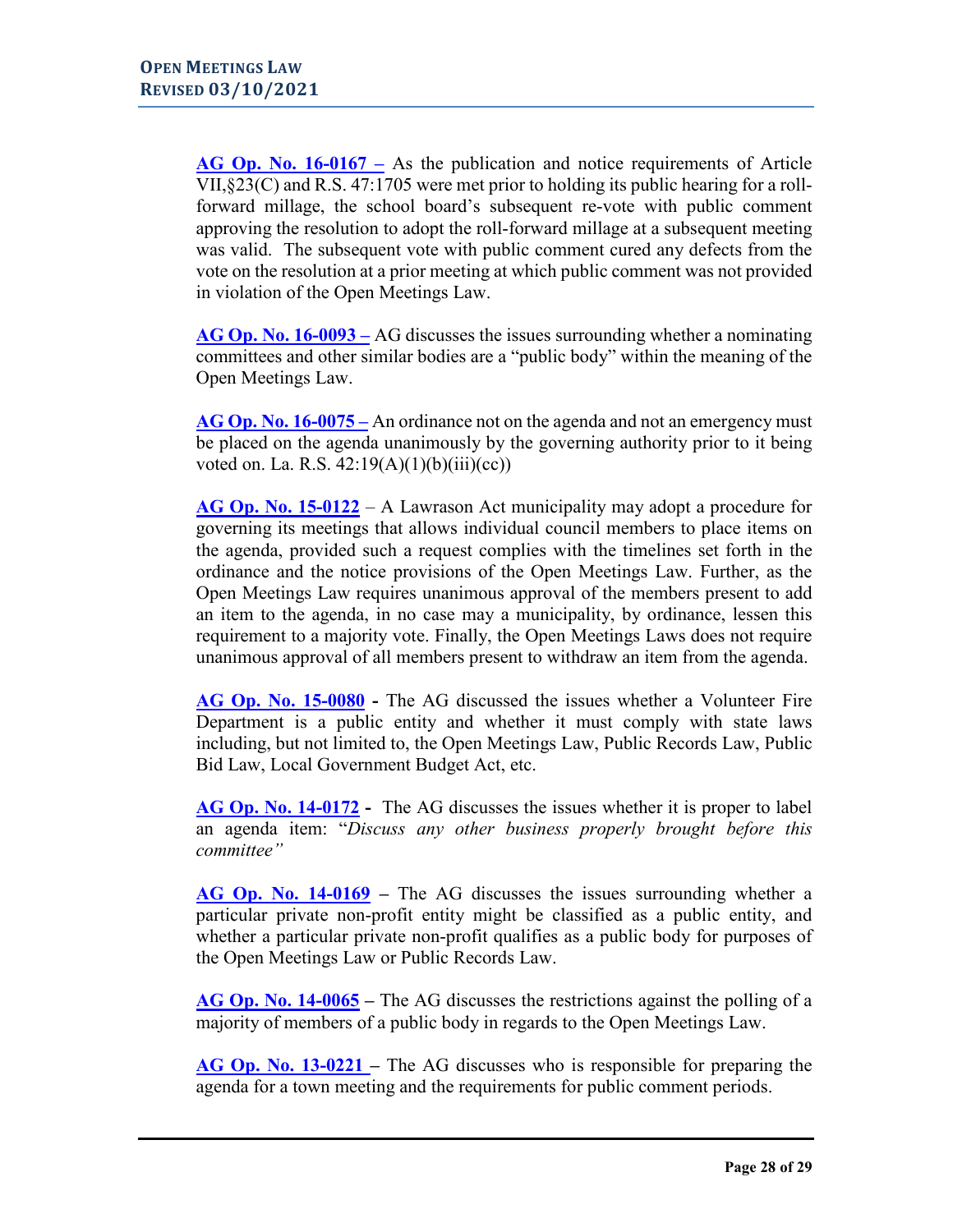**AG Op. No. 16-0167 –** As the publication and notice requirements of Article VII,§23(C) and R.S. 47:1705 were met prior to holding its public hearing for a roll-forward millage, the school board's subsequent re-vote with public comment approving the resolution to adopt the roll-forward millage at a subsequent meeting was valid. The subsequent vote with public comment cured any defects from the vote on the resolution at a prior meeting at which public comment was not provided in violation of the Open Meetings Law.

**AG Op. No. 16-0093 –** AG discusses the issues surrounding whether a nominating committees and other similar bodies are a "public body" within the meaning of the Open Meetings Law.

**AG Op. No. 16-0075 –** An ordinance not on the agenda and not an emergency must be placed on the agenda unanimously by the governing authority prior to it being voted on. La. R.S. 42:19(A)(1)(b)(iii)(cc))

**AG Op. No. 15-0122** – A Lawrason Act municipality may adopt a procedure for governing its meetings that allows individual council members to place items on the agenda, provided such a request complies with the timelines set forth in the ordinance and the notice provisions of the Open Meetings Law. Further, as the Open Meetings Law requires unanimous approval of the members present to add an item to the agenda, in no case may a municipality, by ordinance, lessen this requirement to a majority vote. Finally, the Open Meetings Laws does not require unanimous approval of all members present to withdraw an item from the agenda.

**AG Op. No. 15-0080 -** The AG discussed the issues whether a Volunteer Fire Department is a public entity and whether it must comply with state laws including, but not limited to, the Open Meetings Law, Public Records Law, Public Bid Law, Local Government Budget Act, etc.

**AG Op. No. 14-0172 -** The AG discusses the issues whether it is proper to label an agenda item: "*Discuss any other business properly brought before this committee"*

**AG Op. No. 14-0169 –** The AG discusses the issues surrounding whether a particular private non-profit entity might be classified as a public entity, and whether a particular private non-profit qualifies as a public body for purposes of the Open Meetings Law or Public Records Law.

**AG Op. No. 14-0065 –** The AG discusses the restrictions against the polling of a majority of members of a public body in regards to the Open Meetings Law.

**AG Op. No. 13-0221 –** The AG discusses who is responsible for preparing the agenda for a town meeting and the requirements for public comment periods.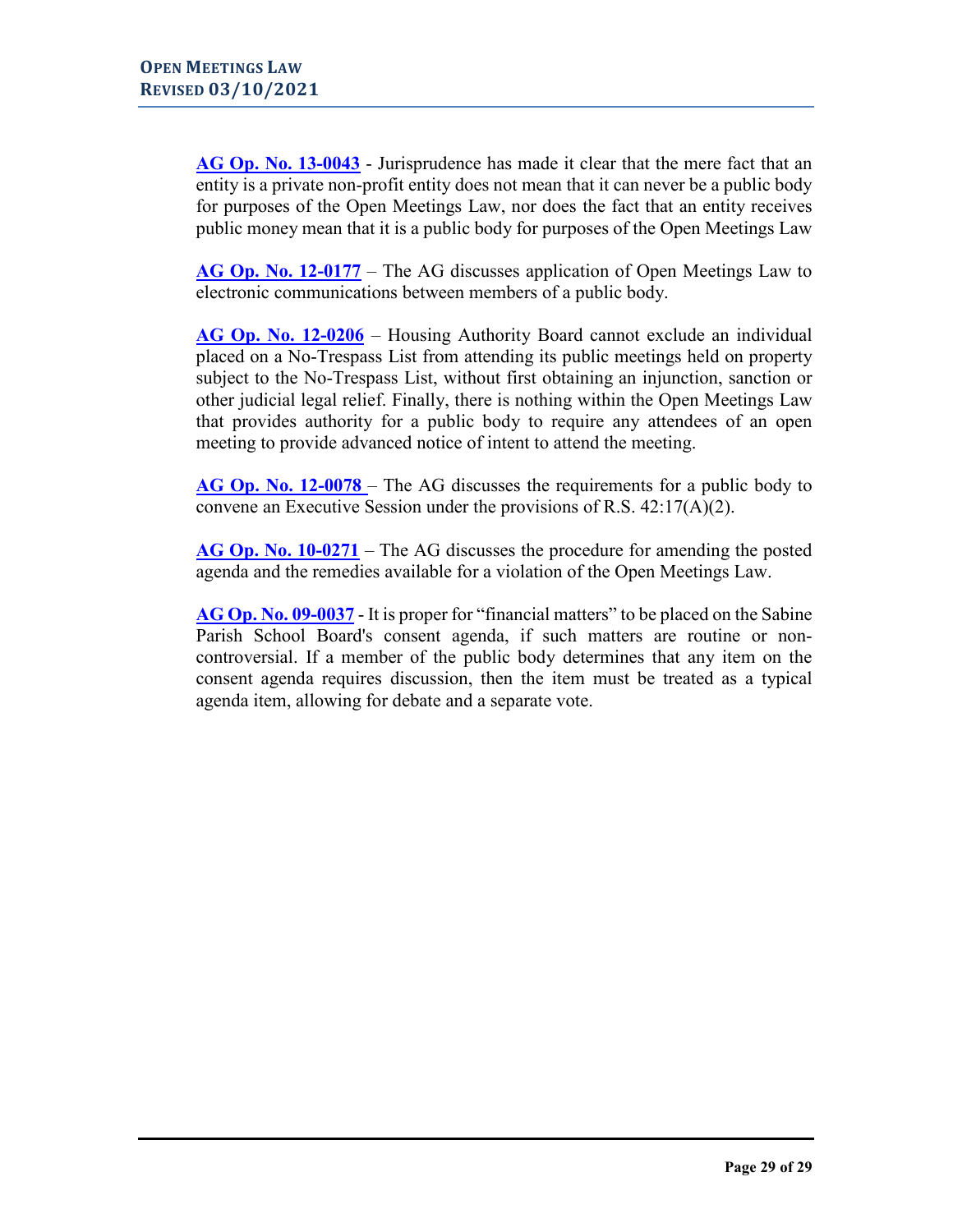**AG Op. No. 13-0043** - Jurisprudence has made it clear that the mere fact that an entity is a private non-profit entity does not mean that it can never be a public body for purposes of the Open Meetings Law, nor does the fact that an entity receives public money mean that it is a public body for purposes of the Open Meetings Law

**AG Op. No. 12-0177** – The AG discusses application of Open Meetings Law to electronic communications between members of a public body.

**AG Op. No. 12-0206** – Housing Authority Board cannot exclude an individual placed on a No-Trespass List from attending its public meetings held on property subject to the No-Trespass List, without first obtaining an injunction, sanction or other judicial legal relief. Finally, there is nothing within the Open Meetings Law that provides authority for a public body to require any attendees of an open meeting to provide advanced notice of intent to attend the meeting.

**AG Op. No. 12-0078** – The AG discusses the requirements for a public body to convene an Executive Session under the provisions of R.S. 42:17(A)(2).

**AG Op. No. 10-0271** – The AG discusses the procedure for amending the posted agenda and the remedies available for a violation of the Open Meetings Law.

**AG Op. No. 09-0037** - It is proper for "financial matters" to be placed on the Sabine Parish School Board's consent agenda, if such matters are routine or non-controversial. If a member of the public body determines that any item on the consent agenda requires discussion, then the item must be treated as a typical agenda item, allowing for debate and a separate vote.